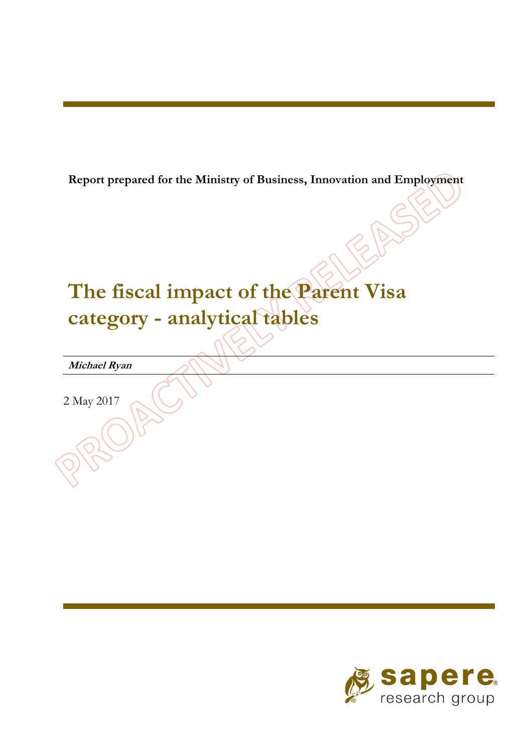**Report prepared for the Ministry of Business, Innovation and Employment**

# The fiscal impact of the Parent Visa category - analytical tables

***Michael Ryan***

2 May 2017

PROACTIVELY RELEASED

sapere research group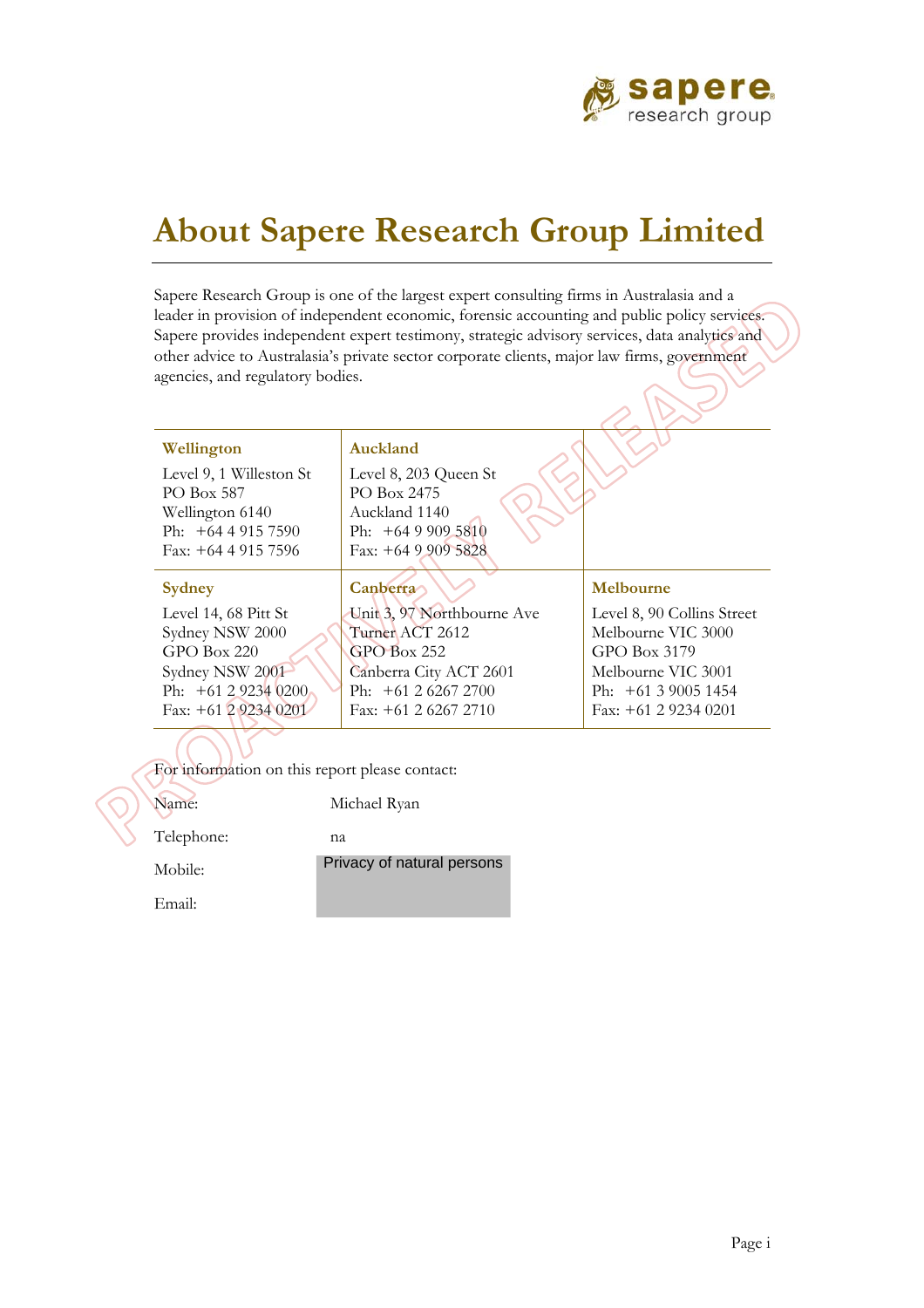# About Sapere Research Group Limited

Sapere Research Group is one of the largest expert consulting firms in Australasia and a leader in provision of independent economic, forensic accounting and public policy services. Sapere provides independent expert testimony, strategic advisory services, data analytics and other advice to Australasia's private sector corporate clients, major law firms, government agencies, and regulatory bodies.

| **Wellington** | **Auckland** | |
|---|---|---|
| Level 9, 1 Willeston St<br>PO Box 587<br>Wellington 6140<br>Ph: +64 4 915 7590<br>Fax: +64 4 915 7596 | Level 8, 203 Queen St<br>PO Box 2475<br>Auckland 1140<br>Ph: +64 9 909 5810<br>Fax: +64 9 909 5828 | |
| **Sydney** | **Canberra** | **Melbourne** |
| Level 14, 68 Pitt St<br>Sydney NSW 2000<br>GPO Box 220<br>Sydney NSW 2001<br>Ph: +61 2 9234 0200<br>Fax: +61 2 9234 0201 | Unit 3, 97 Northbourne Ave<br>Turner ACT 2612<br>GPO Box 252<br>Canberra City ACT 2601<br>Ph: +61 2 6267 2700<br>Fax: +61 2 6267 2710 | Level 8, 90 Collins Street<br>Melbourne VIC 3000<br>GPO Box 3179<br>Melbourne VIC 3001<br>Ph: +61 3 9005 1454<br>Fax: +61 2 9234 0201 |

For information on this report please contact:

| | |
|---|---|
| Name: | Michael Ryan |
| Telephone: | na |
| Mobile: | Privacy of natural persons |
| Email: | |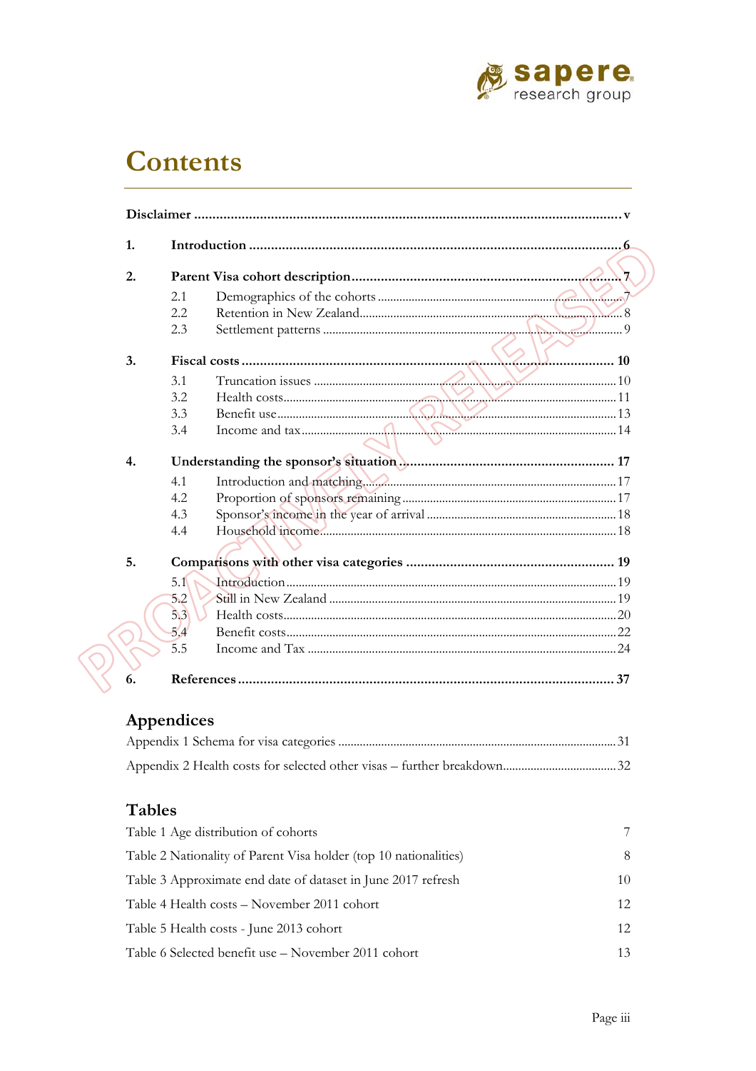# Contents

**Disclaimer** .......... v

**1. Introduction** .......... 6

**2. Parent Visa cohort description** .......... 7

- 2.1 Demographics of the cohorts .......... 7
- 2.2 Retention in New Zealand .......... 8
- 2.3 Settlement patterns .......... 9

**3. Fiscal costs** .......... 10

- 3.1 Truncation issues .......... 10
- 3.2 Health costs .......... 11
- 3.3 Benefit use .......... 13
- 3.4 Income and tax .......... 14

**4. Understanding the sponsor's situation** .......... 17

- 4.1 Introduction and matching .......... 17
- 4.2 Proportion of sponsors remaining .......... 17
- 4.3 Sponsor's income in the year of arrival .......... 18
- 4.4 Household income .......... 18

**5. Comparisons with other visa categories** .......... 19

- 5.1 Introduction .......... 19
- 5.2 Still in New Zealand .......... 19
- 5.3 Health costs .......... 20
- 5.4 Benefit costs .......... 22
- 5.5 Income and Tax .......... 24

**6. References** .......... 37

## Appendices

Appendix 1 Schema for visa categories .......... 31

Appendix 2 Health costs for selected other visas – further breakdown .......... 32

## Tables

| | |
|---|---|
| Table 1 Age distribution of cohorts | 7 |
| Table 2 Nationality of Parent Visa holder (top 10 nationalities) | 8 |
| Table 3 Approximate end date of dataset in June 2017 refresh | 10 |
| Table 4 Health costs – November 2011 cohort | 12 |
| Table 5 Health costs - June 2013 cohort | 12 |
| Table 6 Selected benefit use – November 2011 cohort | 13 |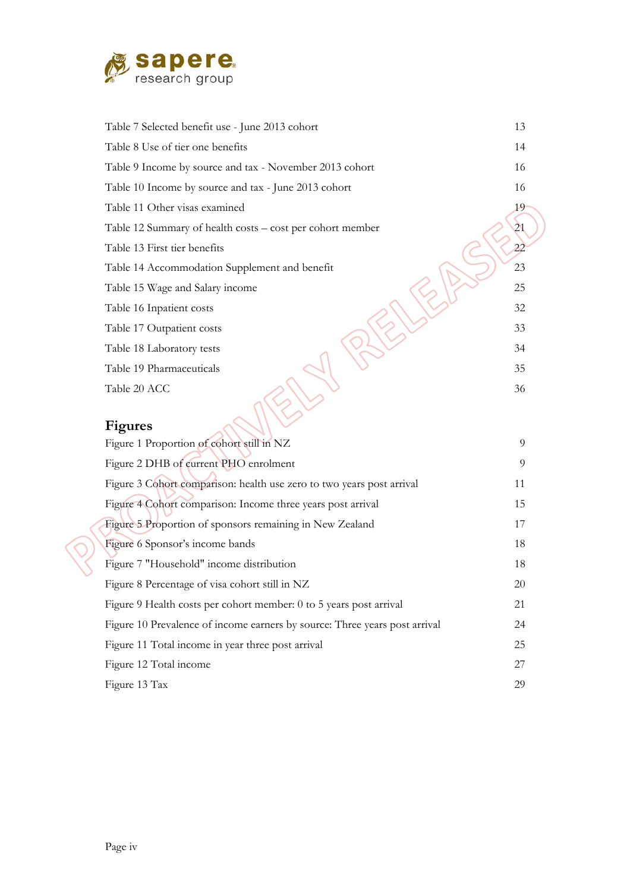| | |
|---|---|
| Table 7 Selected benefit use - June 2013 cohort | 13 |
| Table 8 Use of tier one benefits | 14 |
| Table 9 Income by source and tax - November 2013 cohort | 16 |
| Table 10 Income by source and tax - June 2013 cohort | 16 |
| Table 11 Other visas examined | 19 |
| Table 12 Summary of health costs – cost per cohort member | 21 |
| Table 13 First tier benefits | 22 |
| Table 14 Accommodation Supplement and benefit | 23 |
| Table 15 Wage and Salary income | 25 |
| Table 16 Inpatient costs | 32 |
| Table 17 Outpatient costs | 33 |
| Table 18 Laboratory tests | 34 |
| Table 19 Pharmaceuticals | 35 |
| Table 20 ACC | 36 |

## Figures

| | |
|---|---|
| Figure 1 Proportion of cohort still in NZ | 9 |
| Figure 2 DHB of current PHO enrolment | 9 |
| Figure 3 Cohort comparison: health use zero to two years post arrival | 11 |
| Figure 4 Cohort comparison: Income three years post arrival | 15 |
| Figure 5 Proportion of sponsors remaining in New Zealand | 17 |
| Figure 6 Sponsor's income bands | 18 |
| Figure 7 "Household" income distribution | 18 |
| Figure 8 Percentage of visa cohort still in NZ | 20 |
| Figure 9 Health costs per cohort member: 0 to 5 years post arrival | 21 |
| Figure 10 Prevalence of income earners by source: Three years post arrival | 24 |
| Figure 11 Total income in year three post arrival | 25 |
| Figure 12 Total income | 27 |
| Figure 13 Tax | 29 |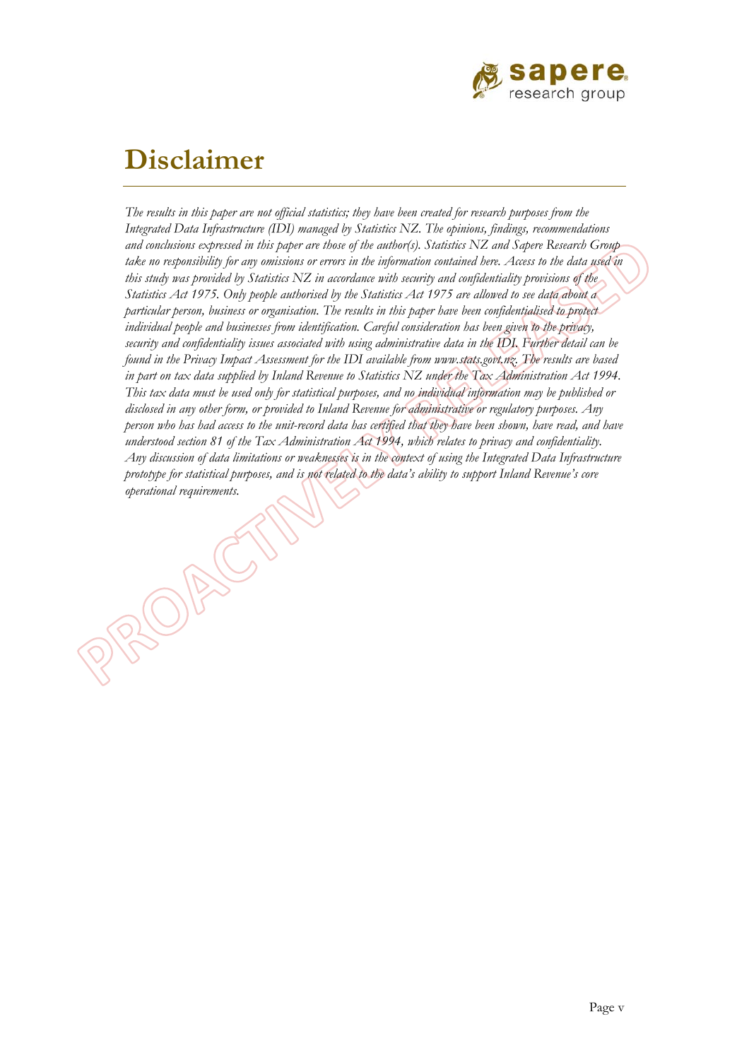# Disclaimer

*The results in this paper are not official statistics; they have been created for research purposes from the Integrated Data Infrastructure (IDI) managed by Statistics NZ. The opinions, findings, recommendations and conclusions expressed in this paper are those of the author(s). Statistics NZ and Sapere Research Group take no responsibility for any omissions or errors in the information contained here. Access to the data used in this study was provided by Statistics NZ in accordance with security and confidentiality provisions of the Statistics Act 1975. Only people authorised by the Statistics Act 1975 are allowed to see data about a particular person, business or organisation. The results in this paper have been confidentialised to protect individual people and businesses from identification. Careful consideration has been given to the privacy, security and confidentiality issues associated with using administrative data in the IDI. Further detail can be found in the Privacy Impact Assessment for the IDI available from www.stats.govt.nz. The results are based in part on tax data supplied by Inland Revenue to Statistics NZ under the Tax Administration Act 1994. This tax data must be used only for statistical purposes, and no individual information may be published or disclosed in any other form, or provided to Inland Revenue for administrative or regulatory purposes. Any person who has had access to the unit-record data has certified that they have been shown, have read, and have understood section 81 of the Tax Administration Act 1994, which relates to privacy and confidentiality. Any discussion of data limitations or weaknesses is in the context of using the Integrated Data Infrastructure prototype for statistical purposes, and is not related to the data's ability to support Inland Revenue's core operational requirements.*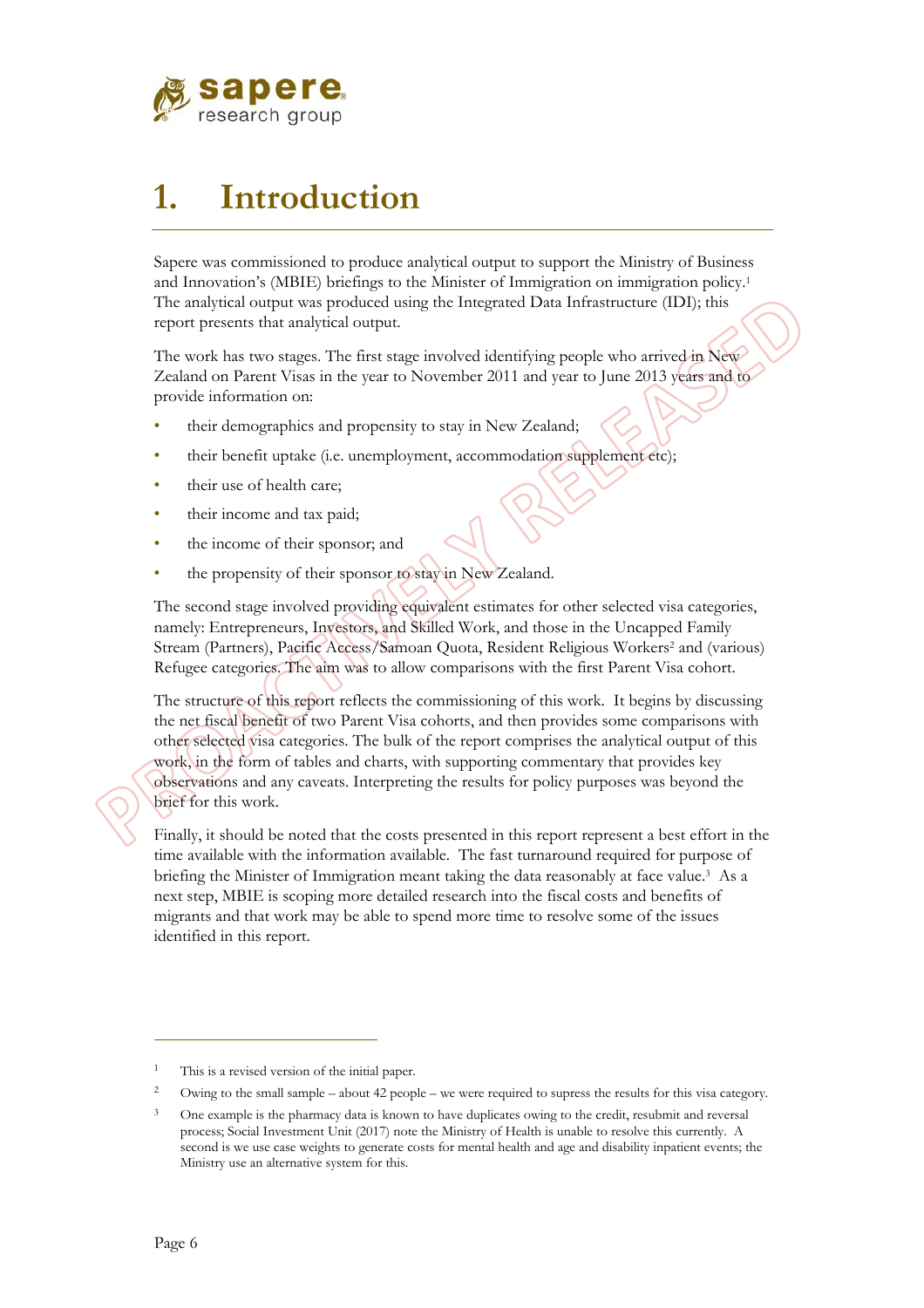# 1. Introduction

Sapere was commissioned to produce analytical output to support the Ministry of Business and Innovation's (MBIE) briefings to the Minister of Immigration on immigration policy.[1] The analytical output was produced using the Integrated Data Infrastructure (IDI); this report presents that analytical output.

The work has two stages. The first stage involved identifying people who arrived in New Zealand on Parent Visas in the year to November 2011 and year to June 2013 years and to provide information on:

- their demographics and propensity to stay in New Zealand;
- their benefit uptake (i.e. unemployment, accommodation supplement etc);
- their use of health care;
- their income and tax paid;
- the income of their sponsor; and
- the propensity of their sponsor to stay in New Zealand.

The second stage involved providing equivalent estimates for other selected visa categories, namely: Entrepreneurs, Investors, and Skilled Work, and those in the Uncapped Family Stream (Partners), Pacific Access/Samoan Quota, Resident Religious Workers[2] and (various) Refugee categories. The aim was to allow comparisons with the first Parent Visa cohort.

The structure of this report reflects the commissioning of this work. It begins by discussing the net fiscal benefit of two Parent Visa cohorts, and then provides some comparisons with other selected visa categories. The bulk of the report comprises the analytical output of this work, in the form of tables and charts, with supporting commentary that provides key observations and any caveats. Interpreting the results for policy purposes was beyond the brief for this work.

Finally, it should be noted that the costs presented in this report represent a best effort in the time available with the information available. The fast turnaround required for purpose of briefing the Minister of Immigration meant taking the data reasonably at face value.[3] As a next step, MBIE is scoping more detailed research into the fiscal costs and benefits of migrants and that work may be able to spend more time to resolve some of the issues identified in this report.

---

[1] This is a revised version of the initial paper.

[2] Owing to the small sample – about 42 people – we were required to supress the results for this visa category.

[3] One example is the pharmacy data is known to have duplicates owing to the credit, resubmit and reversal process; Social Investment Unit (2017) note the Ministry of Health is unable to resolve this currently. A second is we use case weights to generate costs for mental health and age and disability inpatient events; the Ministry use an alternative system for this.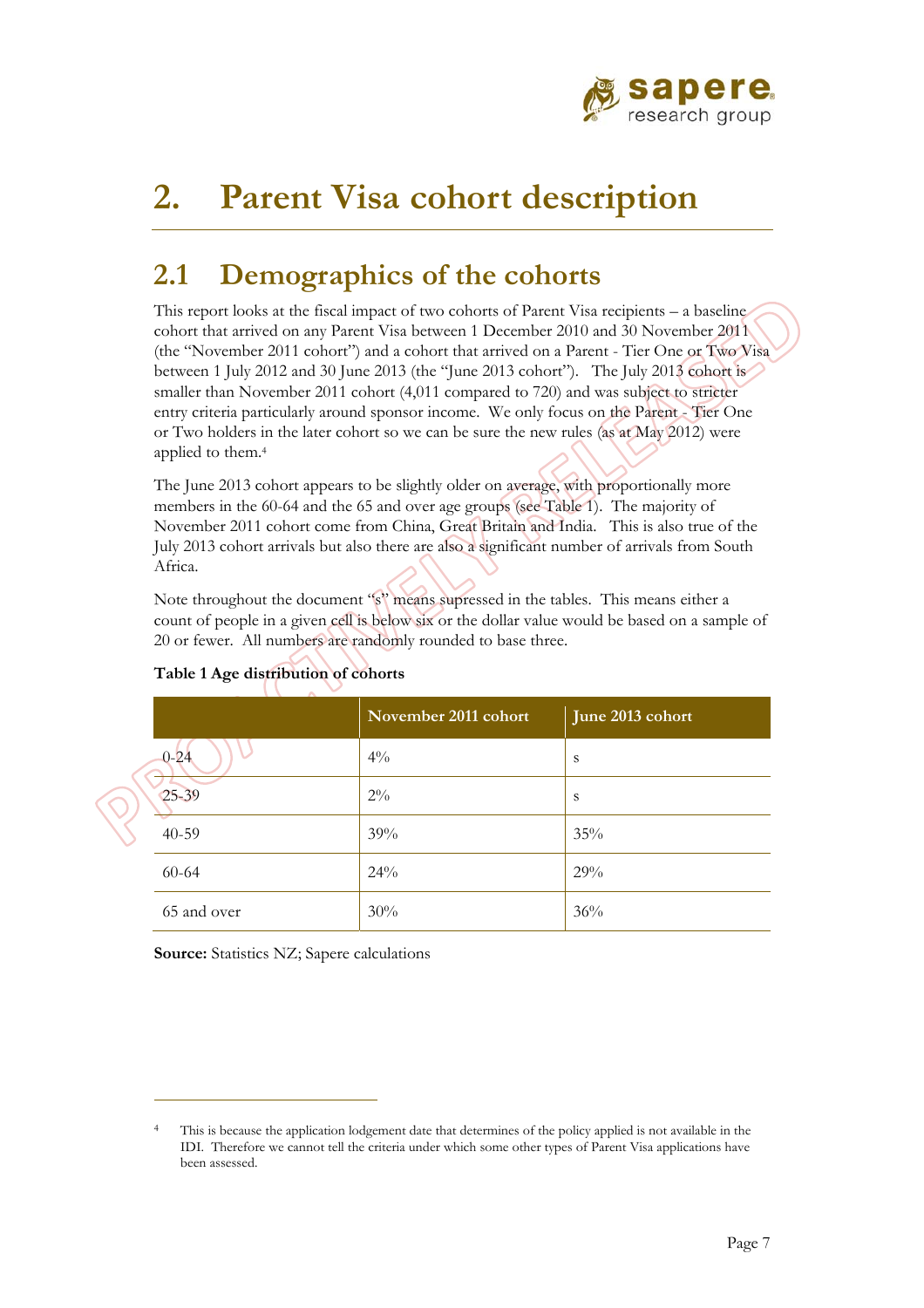# 2. Parent Visa cohort description

## 2.1 Demographics of the cohorts

This report looks at the fiscal impact of two cohorts of Parent Visa recipients – a baseline cohort that arrived on any Parent Visa between 1 December 2010 and 30 November 2011 (the "November 2011 cohort") and a cohort that arrived on a Parent - Tier One or Two Visa between 1 July 2012 and 30 June 2013 (the "June 2013 cohort"). The July 2013 cohort is smaller than November 2011 cohort (4,011 compared to 720) and was subject to stricter entry criteria particularly around sponsor income. We only focus on the Parent - Tier One or Two holders in the later cohort so we can be sure the new rules (as at May 2012) were applied to them.[4]

The June 2013 cohort appears to be slightly older on average, with proportionally more members in the 60-64 and the 65 and over age groups (see Table 1). The majority of November 2011 cohort come from China, Great Britain and India. This is also true of the July 2013 cohort arrivals but also there are also a significant number of arrivals from South Africa.

Note throughout the document "s" means supressed in the tables. This means either a count of people in a given cell is below six or the dollar value would be based on a sample of 20 or fewer. All numbers are randomly rounded to base three.

**Table 1 Age distribution of cohorts**

| | November 2011 cohort | June 2013 cohort |
|---|---|---|
| 0-24 | 4% | s |
| 25-39 | 2% | s |
| 40-59 | 39% | 35% |
| 60-64 | 24% | 29% |
| 65 and over | 30% | 36% |

**Source:** Statistics NZ; Sapere calculations

[4] This is because the application lodgement date that determines of the policy applied is not available in the IDI. Therefore we cannot tell the criteria under which some other types of Parent Visa applications have been assessed.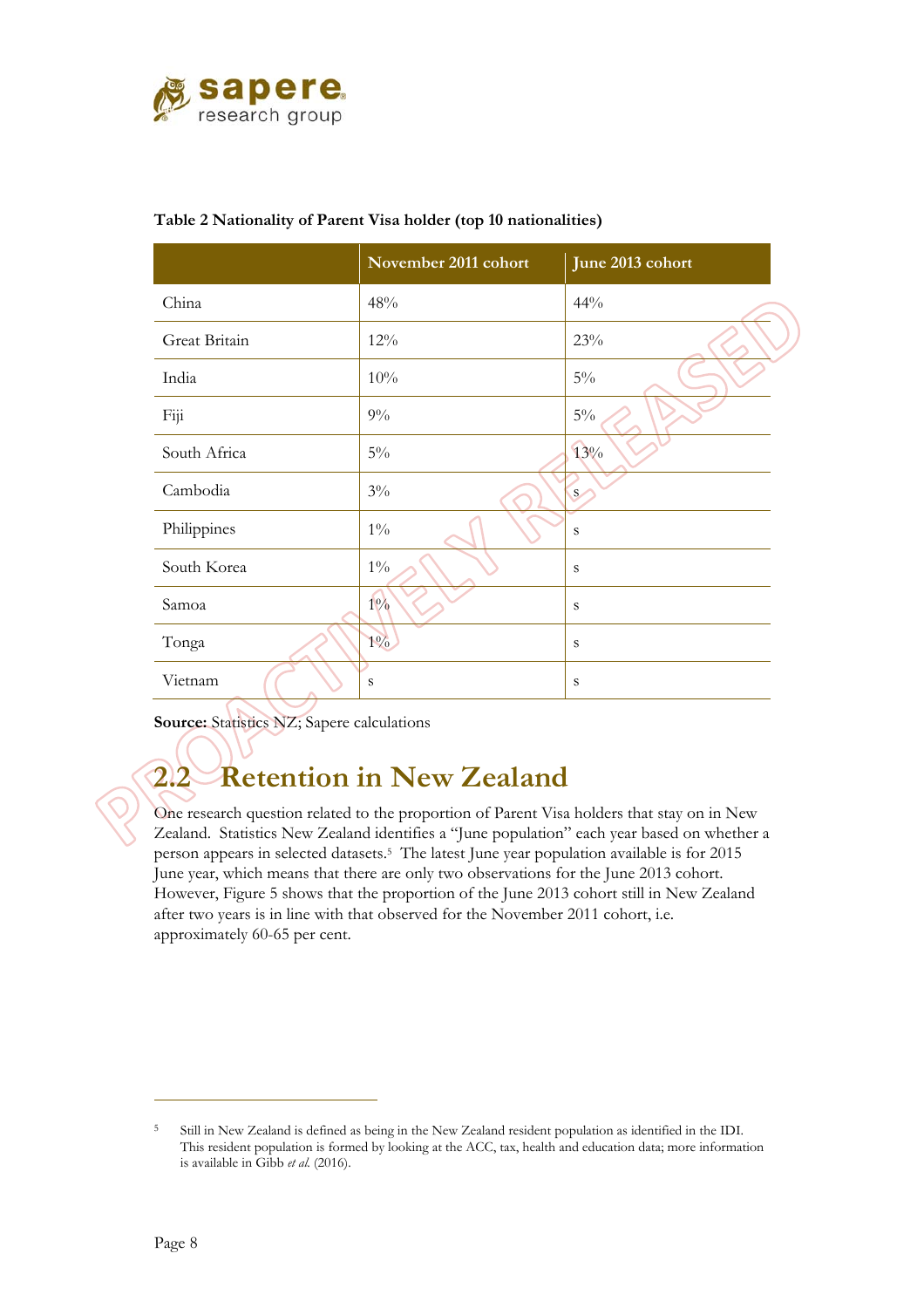**Table 2 Nationality of Parent Visa holder (top 10 nationalities)**

| | November 2011 cohort | June 2013 cohort |
|---|---|---|
| China | 48% | 44% |
| Great Britain | 12% | 23% |
| India | 10% | 5% |
| Fiji | 9% | 5% |
| South Africa | 5% | 13% |
| Cambodia | 3% | s |
| Philippines | 1% | s |
| South Korea | 1% | s |
| Samoa | 1% | s |
| Tonga | 1% | s |
| Vietnam | s | s |

**Source:** Statistics NZ; Sapere calculations

## 2.2 Retention in New Zealand

One research question related to the proportion of Parent Visa holders that stay on in New Zealand. Statistics New Zealand identifies a "June population" each year based on whether a person appears in selected datasets.[5] The latest June year population available is for 2015 June year, which means that there are only two observations for the June 2013 cohort. However, Figure 5 shows that the proportion of the June 2013 cohort still in New Zealand after two years is in line with that observed for the November 2011 cohort, i.e. approximately 60-65 per cent.

[5] Still in New Zealand is defined as being in the New Zealand resident population as identified in the IDI. This resident population is formed by looking at the ACC, tax, health and education data; more information is available in Gibb *et al.* (2016).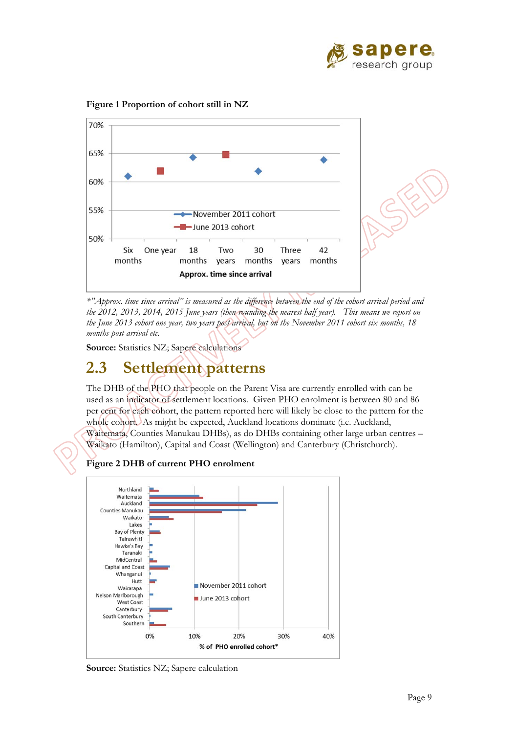**Figure 1 Proportion of cohort still in NZ**

*"Approx. time since arrival" is measured as the difference between the end of the cohort arrival period and the 2012, 2013, 2014, 2015 June years (then rounding the nearest half year). This means we report on the June 2013 cohort one year, two years post arrival, but on the November 2011 cohort six months, 18 months post arrival etc.*

**Source:** Statistics NZ; Sapere calculations

## 2.3 Settlement patterns

The DHB of the PHO that people on the Parent Visa are currently enrolled with can be used as an indicator of settlement locations. Given PHO enrolment is between 80 and 86 per cent for each cohort, the pattern reported here will likely be close to the pattern for the whole cohort. As might be expected, Auckland locations dominate (i.e. Auckland, Waitemata, Counties Manukau DHBs), as do DHBs containing other large urban centres – Waikato (Hamilton), Capital and Coast (Wellington) and Canterbury (Christchurch).

**Figure 2 DHB of current PHO enrolment**

**Source:** Statistics NZ; Sapere calculation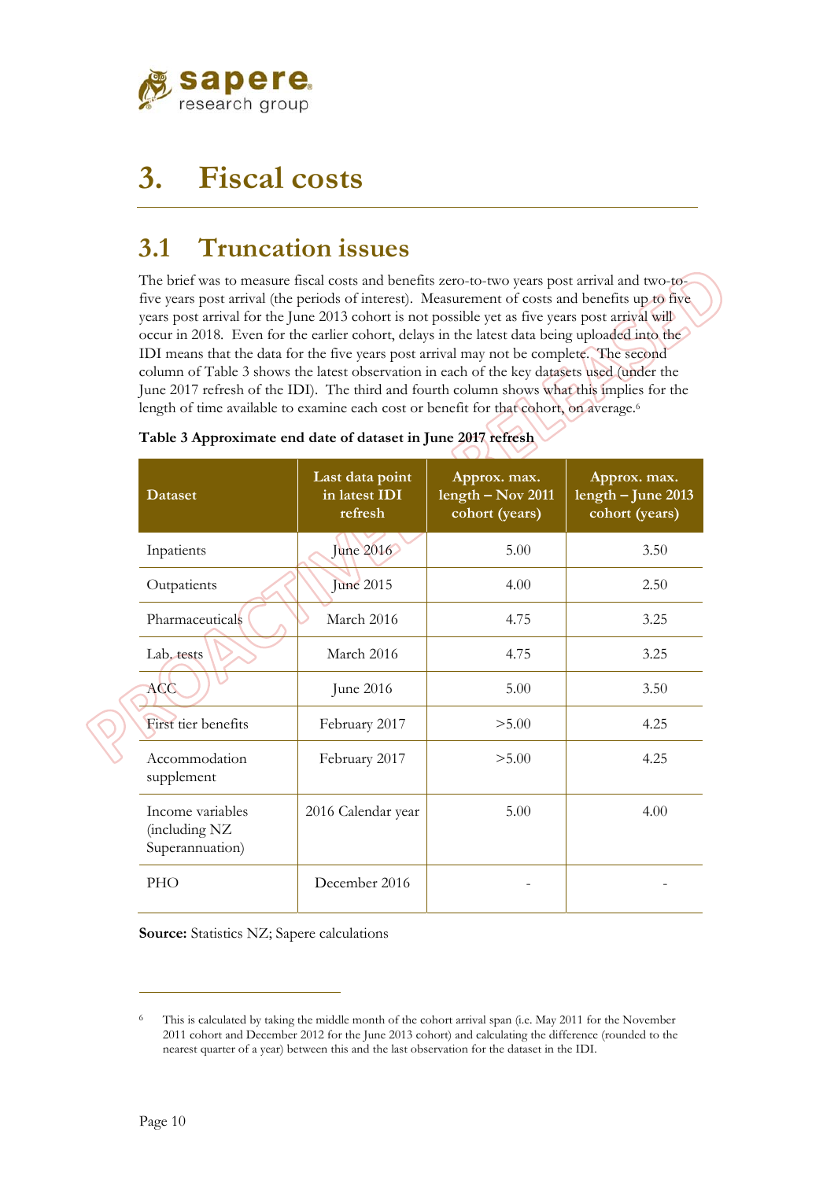# 3. Fiscal costs

## 3.1 Truncation issues

The brief was to measure fiscal costs and benefits zero-to-two years post arrival and two-to-five years post arrival (the periods of interest). Measurement of costs and benefits up to five years post arrival for the June 2013 cohort is not possible yet as five years post arrival will occur in 2018. Even for the earlier cohort, delays in the latest data being uploaded into the IDI means that the data for the five years post arrival may not be complete. The second column of Table 3 shows the latest observation in each of the key datasets used (under the June 2017 refresh of the IDI). The third and fourth column shows what this implies for the length of time available to examine each cost or benefit for that cohort, on average.[6]

**Table 3 Approximate end date of dataset in June 2017 refresh**

| Dataset | Last data point in latest IDI refresh | Approx. max. length – Nov 2011 cohort (years) | Approx. max. length – June 2013 cohort (years) |
|---|---|---|---|
| Inpatients | June 2016 | 5.00 | 3.50 |
| Outpatients | June 2015 | 4.00 | 2.50 |
| Pharmaceuticals | March 2016 | 4.75 | 3.25 |
| Lab. tests | March 2016 | 4.75 | 3.25 |
| ACC | June 2016 | 5.00 | 3.50 |
| First tier benefits | February 2017 | >5.00 | 4.25 |
| Accommodation supplement | February 2017 | >5.00 | 4.25 |
| Income variables (including NZ Superannuation) | 2016 Calendar year | 5.00 | 4.00 |
| PHO | December 2016 | - | - |

**Source:** Statistics NZ; Sapere calculations

[6] This is calculated by taking the middle month of the cohort arrival span (i.e. May 2011 for the November 2011 cohort and December 2012 for the June 2013 cohort) and calculating the difference (rounded to the nearest quarter of a year) between this and the last observation for the dataset in the IDI.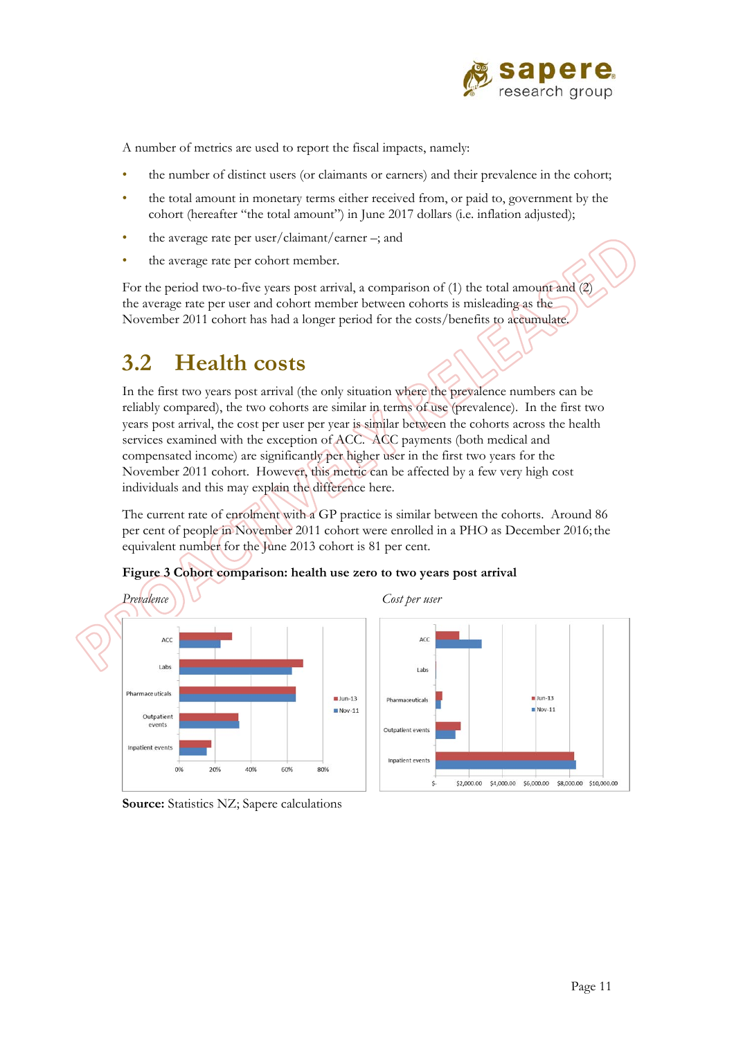A number of metrics are used to report the fiscal impacts, namely:

- the number of distinct users (or claimants or earners) and their prevalence in the cohort;
- the total amount in monetary terms either received from, or paid to, government by the cohort (hereafter "the total amount") in June 2017 dollars (i.e. inflation adjusted);
- the average rate per user/claimant/earner –; and
- the average rate per cohort member.

For the period two-to-five years post arrival, a comparison of (1) the total amount and (2) the average rate per user and cohort member between cohorts is misleading as the November 2011 cohort has had a longer period for the costs/benefits to accumulate.

## 3.2 Health costs

In the first two years post arrival (the only situation where the prevalence numbers can be reliably compared), the two cohorts are similar in terms of use (prevalence). In the first two years post arrival, the cost per user per year is similar between the cohorts across the health services examined with the exception of ACC. ACC payments (both medical and compensated income) are significantly per higher user in the first two years for the November 2011 cohort. However, this metric can be affected by a few very high cost individuals and this may explain the difference here.

The current rate of enrolment with a GP practice is similar between the cohorts. Around 86 per cent of people in November 2011 cohort were enrolled in a PHO as December 2016; the equivalent number for the June 2013 cohort is 81 per cent.

**Figure 3 Cohort comparison: health use zero to two years post arrival**

*Prevalence*

*Cost per user*

**Source:** Statistics NZ; Sapere calculations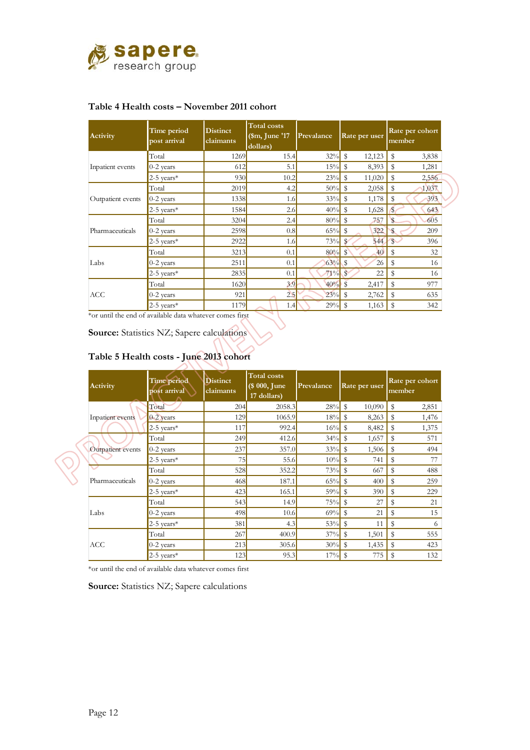### Table 4 Health costs – November 2011 cohort

| Activity | Time period post arrival | Distinct claimants | Total costs ($m, June '17 dollars) | Prevalance | Rate per user | Rate per cohort member |
|---|---|---|---|---|---|---|
| Inpatient events | Total | 1269 | 15.4 | 32% | $ 12,123 | $ 3,838 |
| | 0-2 years | 612 | 5.1 | 15% | $ 8,393 | $ 1,281 |
| | 2-5 years* | 930 | 10.2 | 23% | $ 11,020 | $ 2,556 |
| Outpatient events | Total | 2019 | 4.2 | 50% | $ 2,058 | $ 1,037 |
| | 0-2 years | 1338 | 1.6 | 33% | $ 1,178 | $ 393 |
| | 2-5 years* | 1584 | 2.6 | 40% | $ 1,628 | $ 643 |
| Pharmaceuticals | Total | 3204 | 2.4 | 80% | $ 757 | $ 605 |
| | 0-2 years | 2598 | 0.8 | 65% | $ 322 | $ 209 |
| | 2-5 years* | 2922 | 1.6 | 73% | $ 544 | $ 396 |
| Labs | Total | 3213 | 0.1 | 80% | $ 40 | $ 32 |
| | 0-2 years | 2511 | 0.1 | 63% | $ 26 | $ 16 |
| | 2-5 years* | 2835 | 0.1 | 71% | $ 22 | $ 16 |
| ACC | Total | 1620 | 3.9 | 40% | $ 2,417 | $ 977 |
| | 0-2 years | 921 | 2.5 | 23% | $ 2,762 | $ 635 |
| | 2-5 years* | 1179 | 1.4 | 29% | $ 1,163 | $ 342 |

*or until the end of available data whatever comes first

**Source:** Statistics NZ; Sapere calculations

### Table 5 Health costs - June 2013 cohort

| Activity | Time period post arrival | Distinct claimants | Total costs ($ 000, June 17 dollars) | Prevalance | Rate per user | Rate per cohort member |
|---|---|---|---|---|---|---|
| Inpatient events | Total | 204 | 2058.3 | 28% | $ 10,090 | $ 2,851 |
| | 0-2 years | 129 | 1065.9 | 18% | $ 8,263 | $ 1,476 |
| | 2-5 years* | 117 | 992.4 | 16% | $ 8,482 | $ 1,375 |
| Outpatient events | Total | 249 | 412.6 | 34% | $ 1,657 | $ 571 |
| | 0-2 years | 237 | 357.0 | 33% | $ 1,506 | $ 494 |
| | 2-5 years* | 75 | 55.6 | 10% | $ 741 | $ 77 |
| Pharmaceuticals | Total | 528 | 352.2 | 73% | $ 667 | $ 488 |
| | 0-2 years | 468 | 187.1 | 65% | $ 400 | $ 259 |
| | 2-5 years* | 423 | 165.1 | 59% | $ 390 | $ 229 |
| Labs | Total | 543 | 14.9 | 75% | $ 27 | $ 21 |
| | 0-2 years | 498 | 10.6 | 69% | $ 21 | $ 15 |
| | 2-5 years* | 381 | 4.3 | 53% | $ 11 | $ 6 |
| ACC | Total | 267 | 400.9 | 37% | $ 1,501 | $ 555 |
| | 0-2 years | 213 | 305.6 | 30% | $ 1,435 | $ 423 |
| | 2-5 years* | 123 | 95.3 | 17% | $ 775 | $ 132 |

*or until the end of available data whatever comes first

**Source:** Statistics NZ; Sapere calculations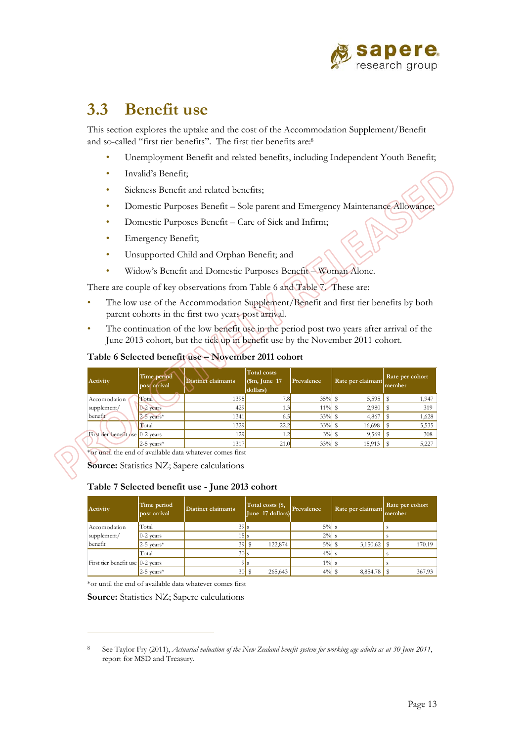## 3.3 Benefit use

This section explores the uptake and the cost of the Accommodation Supplement/Benefit and so-called "first tier benefits". The first tier benefits are:[8]

- Unemployment Benefit and related benefits, including Independent Youth Benefit;
- Invalid's Benefit;
- Sickness Benefit and related benefits;
- Domestic Purposes Benefit – Sole parent and Emergency Maintenance Allowance;
- Domestic Purposes Benefit – Care of Sick and Infirm;
- Emergency Benefit;
- Unsupported Child and Orphan Benefit; and
- Widow's Benefit and Domestic Purposes Benefit – Woman Alone.

There are couple of key observations from Table 6 and Table 7. These are:

- The low use of the Accommodation Supplement/Benefit and first tier benefits by both parent cohorts in the first two years post arrival.
- The continuation of the low benefit use in the period post two years after arrival of the June 2013 cohort, but the tick up in benefit use by the November 2011 cohort.

**Table 6 Selected benefit use – November 2011 cohort**

| Activity | Time period post arrival | Distinct claimants | Total costs ($m, June 17 dollars) | Prevalence | Rate per claimant | Rate per cohort member |
|---|---|---|---|---|---|---|
| Accomodation supplement/ benefit | Total | 1395 | 7.8 | 35% | $ 5,595 | $ 1,947 |
| | 0-2 years | 429 | 1.3 | 11% | $ 2,980 | $ 319 |
| | 2-5 years* | 1341 | 6.5 | 33% | $ 4,867 | $ 1,628 |
| First tier benefit use | Total | 1329 | 22.2 | 33% | $ 16,698 | $ 5,535 |
| | 0-2 years | 129 | 1.2 | 3% | $ 9,569 | $ 308 |
| | 2-5 years* | 1317 | 21.0 | 33% | $ 15,913 | $ 5,227 |

*or until the end of available data whatever comes first

**Source:** Statistics NZ; Sapere calculations

**Table 7 Selected benefit use - June 2013 cohort**

| Activity | Time period post arrival | Distinct claimants | Total costs ($, June 17 dollars) | Prevalence | Rate per claimant | Rate per cohort member |
|---|---|---|---|---|---|---|
| Accomodation supplement/ benefit | Total | 39 | s | 5% | s | s |
| | 0-2 years | 15 | s | 2% | s | s |
| | 2-5 years* | 39 | $ 122,874 | 5% | $ 3,150.62 | $ 170.19 |
| First tier benefit use | Total | 30 | s | 4% | s | s |
| | 0-2 years | 9 | s | 1% | s | s |
| | 2-5 years* | 30 | $ 265,643 | 4% | $ 8,854.78 | $ 367.93 |

*or until the end of available data whatever comes first

**Source:** Statistics NZ; Sapere calculations

[8] See Taylor Fry (2011), *Actuarial valuation of the New Zealand benefit system for working age adults as at 30 June 2011*, report for MSD and Treasury.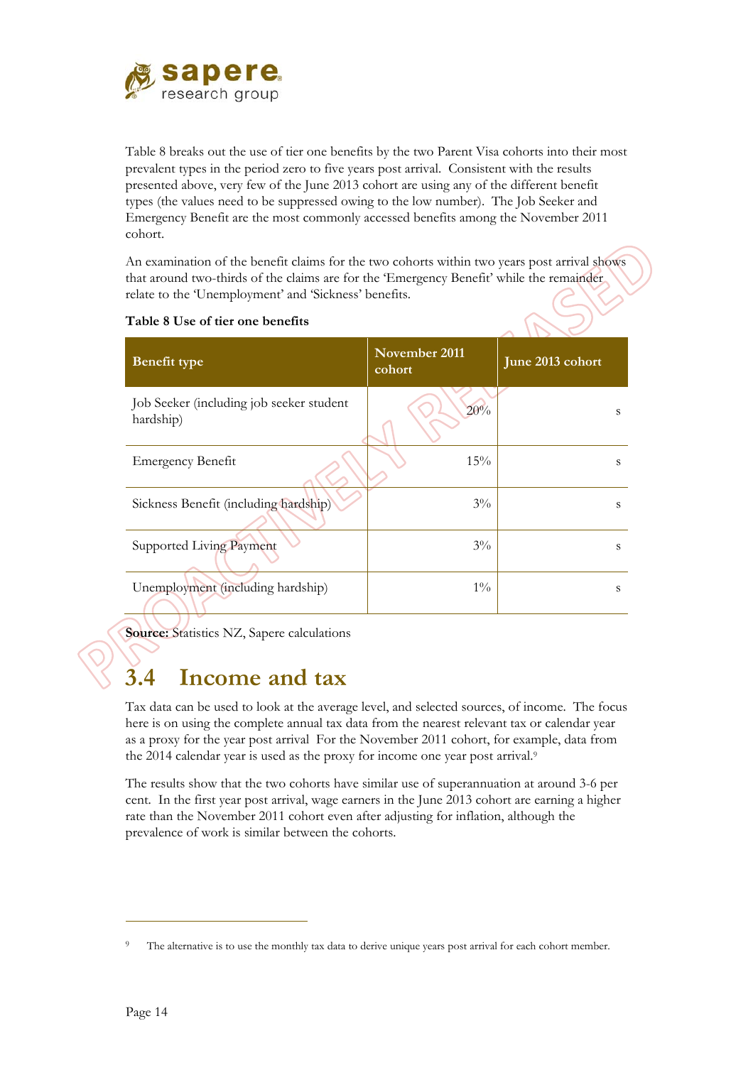Table 8 breaks out the use of tier one benefits by the two Parent Visa cohorts into their most prevalent types in the period zero to five years post arrival. Consistent with the results presented above, very few of the June 2013 cohort are using any of the different benefit types (the values need to be suppressed owing to the low number). The Job Seeker and Emergency Benefit are the most commonly accessed benefits among the November 2011 cohort.

An examination of the benefit claims for the two cohorts within two years post arrival shows that around two-thirds of the claims are for the 'Emergency Benefit' while the remainder relate to the 'Unemployment' and 'Sickness' benefits.

**Table 8 Use of tier one benefits**

| Benefit type | November 2011 cohort | June 2013 cohort |
|---|---|---|
| Job Seeker (including job seeker student hardship) | 20% | s |
| Emergency Benefit | 15% | s |
| Sickness Benefit (including hardship) | 3% | s |
| Supported Living Payment | 3% | s |
| Unemployment (including hardship) | 1% | s |

**Source:** Statistics NZ, Sapere calculations

## 3.4 Income and tax

Tax data can be used to look at the average level, and selected sources, of income. The focus here is on using the complete annual tax data from the nearest relevant tax or calendar year as a proxy for the year post arrival For the November 2011 cohort, for example, data from the 2014 calendar year is used as the proxy for income one year post arrival.[9]

The results show that the two cohorts have similar use of superannuation at around 3-6 per cent. In the first year post arrival, wage earners in the June 2013 cohort are earning a higher rate than the November 2011 cohort even after adjusting for inflation, although the prevalence of work is similar between the cohorts.

[9] The alternative is to use the monthly tax data to derive unique years post arrival for each cohort member.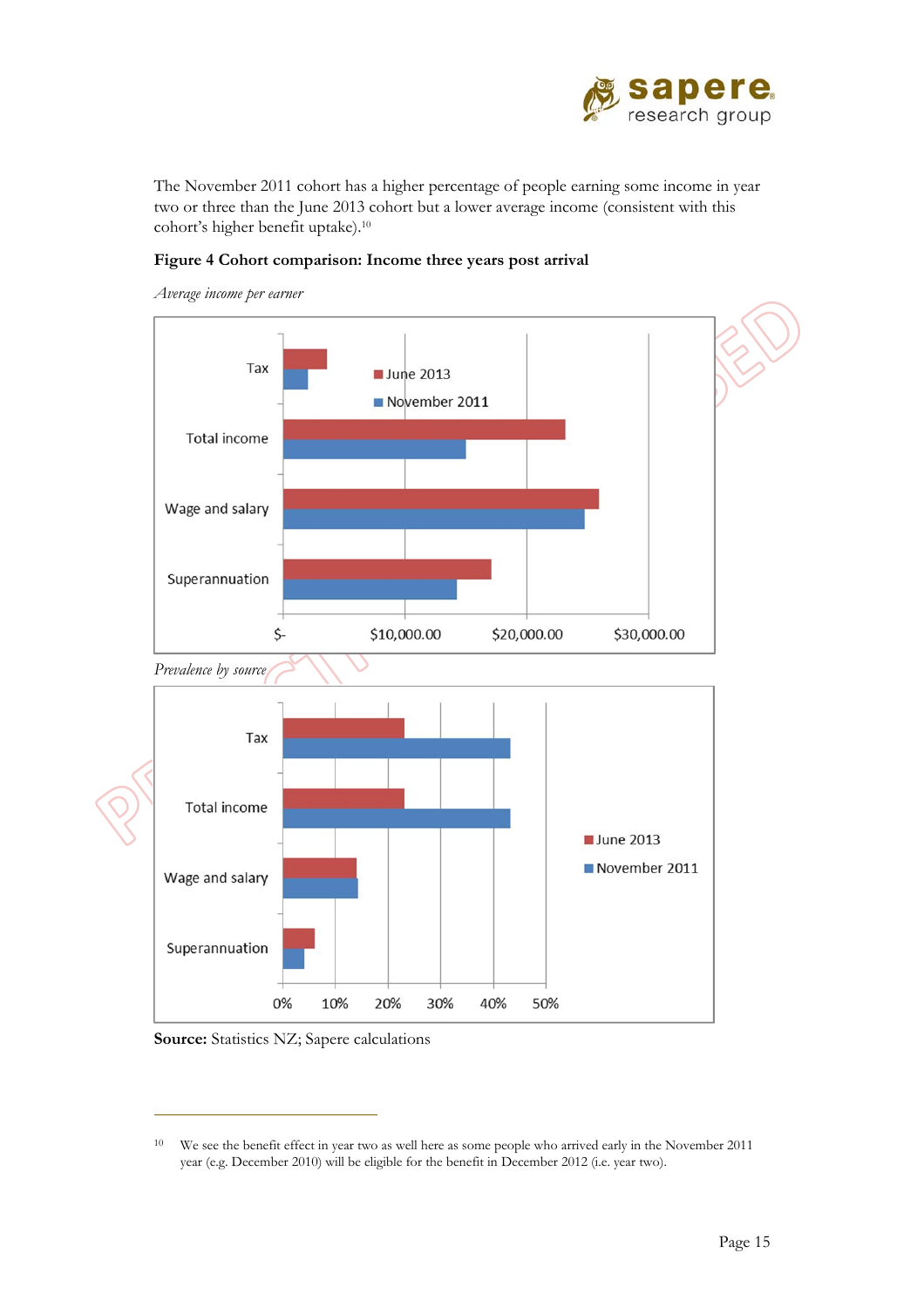The November 2011 cohort has a higher percentage of people earning some income in year two or three than the June 2013 cohort but a lower average income (consistent with this cohort's higher benefit uptake).[10]

**Figure 4 Cohort comparison: Income three years post arrival**

*Average income per earner*

*Prevalence by source*

**Source:** Statistics NZ; Sapere calculations

---

[10] We see the benefit effect in year two as well here as some people who arrived early in the November 2011 year (e.g. December 2010) will be eligible for the benefit in December 2012 (i.e. year two).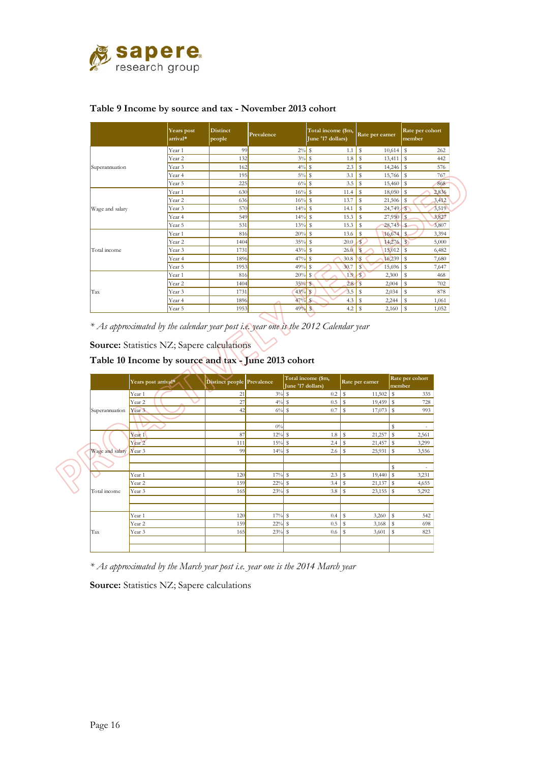## Table 9 Income by source and tax - November 2013 cohort

| | Years post arrival* | Distinct people | Prevalence | Total income ($m, June '17 dollars) | Rate per earner | Rate per cohort member |
|---|---|---|---|---|---|---|
| Superannuation | Year 1 | 99 | 2% | $ 1.1 | $ 10,614 | $ 262 |
| | Year 2 | 132 | 3% | $ 1.8 | $ 13,411 | $ 442 |
| | Year 3 | 162 | 4% | $ 2.3 | $ 14,246 | $ 576 |
| | Year 4 | 195 | 5% | $ 3.1 | $ 15,766 | $ 767 |
| | Year 5 | 225 | 6% | $ 3.5 | $ 15,460 | $ 868 |
| Wage and salary | Year 1 | 630 | 16% | $ 11.4 | $ 18,050 | $ 2,836 |
| | Year 2 | 636 | 16% | $ 13.7 | $ 21,506 | $ 3,412 |
| | Year 3 | 570 | 14% | $ 14.1 | $ 24,749 | $ 3,519 |
| | Year 4 | 549 | 14% | $ 15.3 | $ 27,950 | $ 3,827 |
| | Year 5 | 531 | 13% | $ 15.3 | $ 28,745 | $ 3,807 |
| Total income | Year 1 | 816 | 20% | $ 13.6 | $ 16,674 | $ 3,394 |
| | Year 2 | 1404 | 35% | $ 20.0 | $ 14,276 | $ 5,000 |
| | Year 3 | 1731 | 43% | $ 26.0 | $ 15,012 | $ 6,482 |
| | Year 4 | 1896 | 47% | $ 30.8 | $ 16,239 | $ 7,680 |
| | Year 5 | 1953 | 49% | $ 30.7 | $ 15,696 | $ 7,647 |
| Tax | Year 1 | 816 | 20% | $ 1.9 | $ 2,300 | $ 468 |
| | Year 2 | 1404 | 35% | $ 2.8 | $ 2,004 | $ 702 |
| | Year 3 | 1731 | 43% | $ 3.5 | $ 2,034 | $ 878 |
| | Year 4 | 1896 | 47% | $ 4.3 | $ 2,244 | $ 1,061 |
| | Year 5 | 1953 | 49% | $ 4.2 | $ 2,160 | $ 1,052 |

*\* As approximated by the calendar year post i.e. year one is the 2012 Calendar year*

**Source:** Statistics NZ; Sapere calculations

## Table 10 Income by source and tax - June 2013 cohort

| | Years post arrival* | Distinct people | Prevalence | Total income ($m, June '17 dollars) | Rate per earner | Rate per cohort member |
|---|---|---|---|---|---|---|
| Superannuation | Year 1 | 21 | 3% | $ 0.2 | $ 11,502 | $ 335 |
| | Year 2 | 27 | 4% | $ 0.5 | $ 19,459 | $ 728 |
| | Year 3 | 42 | 6% | $ 0.7 | $ 17,073 | $ 993 |
| | | | | | | |
| | | | 0% | | | $ - |
| Wage and salary | Year 1 | 87 | 12% | $ 1.8 | $ 21,257 | $ 2,561 |
| | Year 2 | 111 | 15% | $ 2.4 | $ 21,457 | $ 3,299 |
| | Year 3 | 99 | 14% | $ 2.6 | $ 25,931 | $ 3,556 |
| | | | | | | |
| | | | | | | $ - |
| Total income | Year 1 | 120 | 17% | $ 2.3 | $ 19,440 | $ 3,231 |
| | Year 2 | 159 | 22% | $ 3.4 | $ 21,137 | $ 4,655 |
| | Year 3 | 165 | 23% | $ 3.8 | $ 23,155 | $ 5,292 |
| | | | | | | |
| | | | | | | |
| Tax | Year 1 | 120 | 17% | $ 0.4 | $ 3,260 | $ 542 |
| | Year 2 | 159 | 22% | $ 0.5 | $ 3,168 | $ 698 |
| | Year 3 | 165 | 23% | $ 0.6 | $ 3,601 | $ 823 |
| | | | | | | |
| | | | | | | |

*\* As approximated by the March year post i.e. year one is the 2014 March year*

**Source:** Statistics NZ; Sapere calculations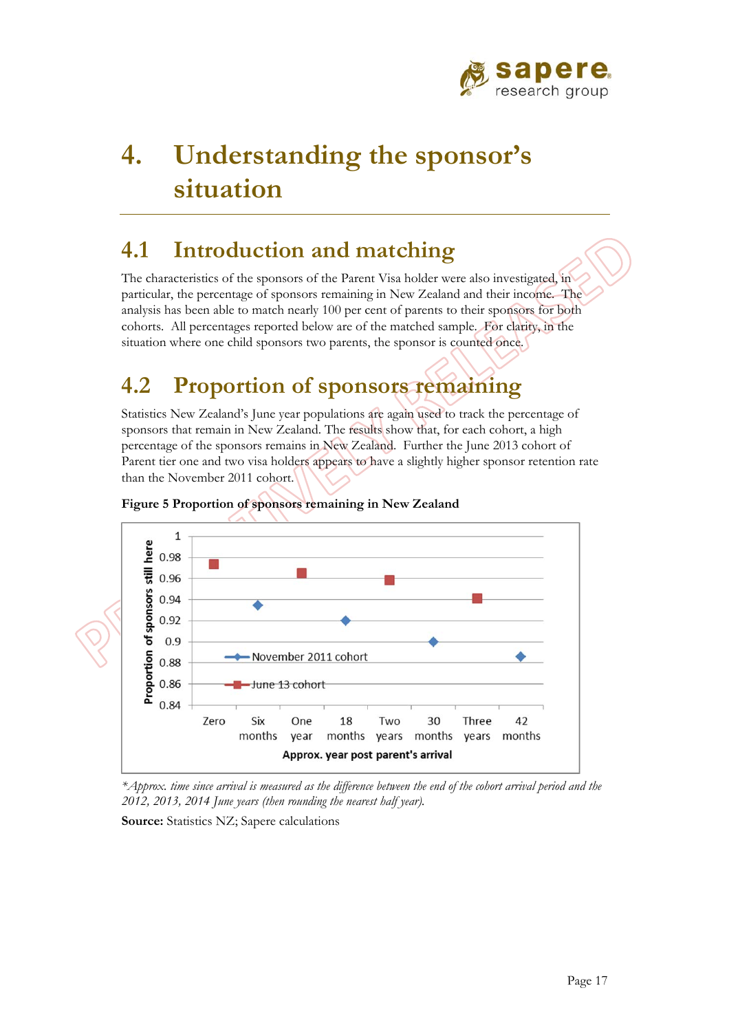# 4. Understanding the sponsor's situation

## 4.1 Introduction and matching

The characteristics of the sponsors of the Parent Visa holder were also investigated, in particular, the percentage of sponsors remaining in New Zealand and their income. The analysis has been able to match nearly 100 per cent of parents to their sponsors for both cohorts. All percentages reported below are of the matched sample. For clarity, in the situation where one child sponsors two parents, the sponsor is counted once.

## 4.2 Proportion of sponsors remaining

Statistics New Zealand's June year populations are again used to track the percentage of sponsors that remain in New Zealand. The results show that, for each cohort, a high percentage of the sponsors remains in New Zealand. Further the June 2013 cohort of Parent tier one and two visa holders appears to have a slightly higher sponsor retention rate than the November 2011 cohort.

**Figure 5 Proportion of sponsors remaining in New Zealand**

| Approx. year post parent's arrival | November 2011 cohort | June 13 cohort |
|---|---|---|
| Zero | | 0.973 |
| Six months | 0.935 | |
| One year | | 0.965 |
| 18 months | 0.920 | |
| Two years | | 0.958 |
| 30 months | 0.900 | |
| Three years | | 0.941 |
| 42 months | 0.886 | |

*\*Approx. time since arrival is measured as the difference between the end of the cohort arrival period and the 2012, 2013, 2014 June years (then rounding the nearest half year).*

**Source:** Statistics NZ; Sapere calculations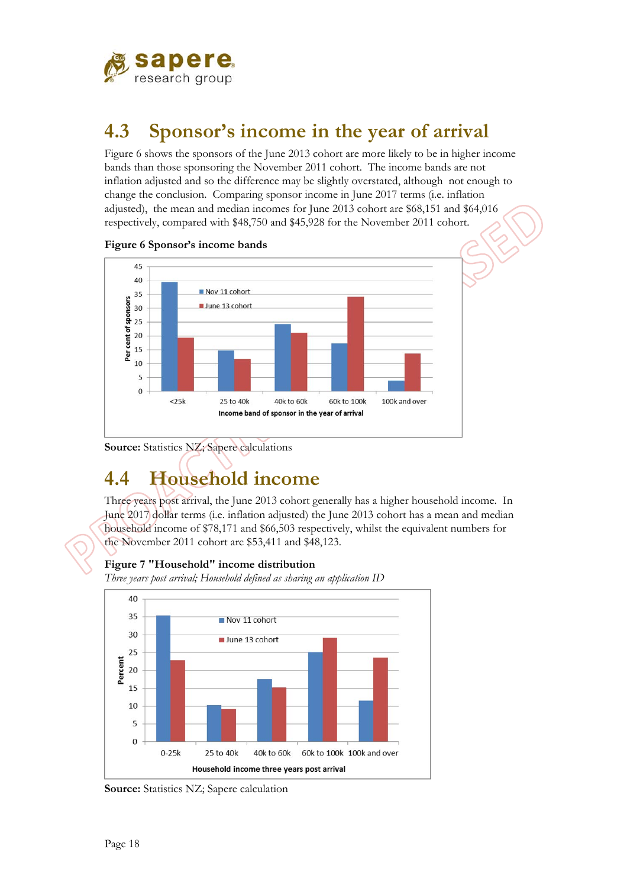## 4.3 Sponsor's income in the year of arrival

Figure 6 shows the sponsors of the June 2013 cohort are more likely to be in higher income bands than those sponsoring the November 2011 cohort. The income bands are not inflation adjusted and so the difference may be slightly overstated, although not enough to change the conclusion. Comparing sponsor income in June 2017 terms (i.e. inflation adjusted), the mean and median incomes for June 2013 cohort are $68,151 and $64,016 respectively, compared with $48,750 and $45,928 for the November 2011 cohort.

**Figure 6 Sponsor's income bands**

**Source:** Statistics NZ; Sapere calculations

## 4.4 Household income

Three years post arrival, the June 2013 cohort generally has a higher household income. In June 2017 dollar terms (i.e. inflation adjusted) the June 2013 cohort has a mean and median household income of $78,171 and $66,503 respectively, whilst the equivalent numbers for the November 2011 cohort are $53,411 and $48,123.

**Figure 7 "Household" income distribution**

*Three years post arrival; Household defined as sharing an application ID*

**Source:** Statistics NZ; Sapere calculation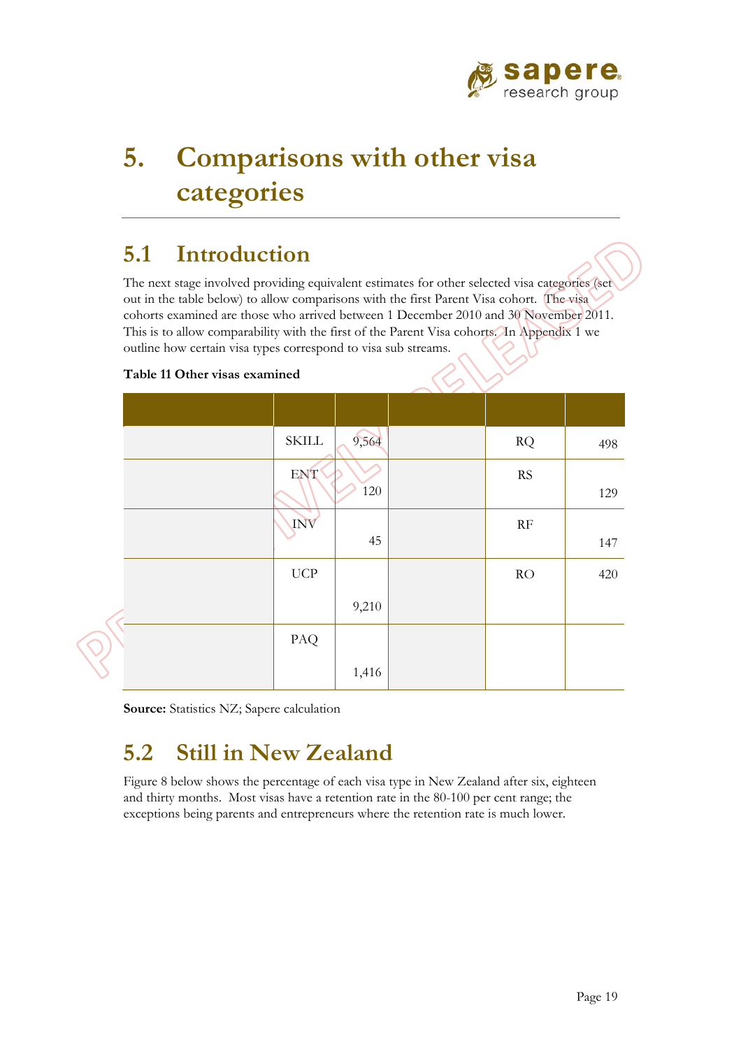# 5. Comparisons with other visa categories

## 5.1 Introduction

The next stage involved providing equivalent estimates for other selected visa categories (set out in the table below) to allow comparisons with the first Parent Visa cohort. The visa cohorts examined are those who arrived between 1 December 2010 and 30 November 2011. This is to allow comparability with the first of the Parent Visa cohorts. In Appendix 1 we outline how certain visa types correspond to visa sub streams.

**Table 11 Other visas examined**

| | | | | | |
|---|---|---|---|---|---|
| | SKILL | 9,564 | | RQ | 498 |
| | ENT | 120 | | RS | 129 |
| | INV | 45 | | RF | 147 |
| | UCP | 9,210 | | RO | 420 |
| | PAQ | 1,416 | | | |

**Source:** Statistics NZ; Sapere calculation

## 5.2 Still in New Zealand

Figure 8 below shows the percentage of each visa type in New Zealand after six, eighteen and thirty months. Most visas have a retention rate in the 80-100 per cent range; the exceptions being parents and entrepreneurs where the retention rate is much lower.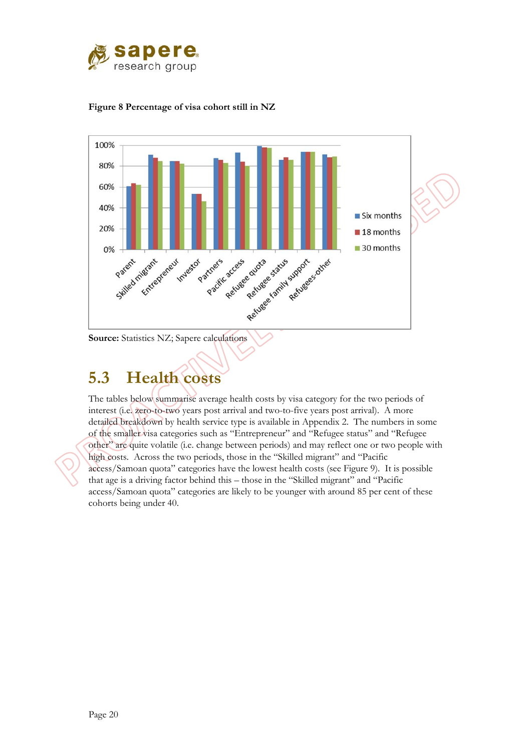**Figure 8 Percentage of visa cohort still in NZ**

**Source:** Statistics NZ; Sapere calculations

## 5.3 Health costs

The tables below summarise average health costs by visa category for the two periods of interest (i.e. zero-to-two years post arrival and two-to-five years post arrival). A more detailed breakdown by health service type is available in Appendix 2. The numbers in some of the smaller visa categories such as "Entrepreneur" and "Refugee status" and "Refugee other" are quite volatile (i.e. change between periods) and may reflect one or two people with high costs. Across the two periods, those in the "Skilled migrant" and "Pacific access/Samoan quota" categories have the lowest health costs (see Figure 9). It is possible that age is a driving factor behind this – those in the "Skilled migrant" and "Pacific access/Samoan quota" categories are likely to be younger with around 85 per cent of these cohorts being under 40.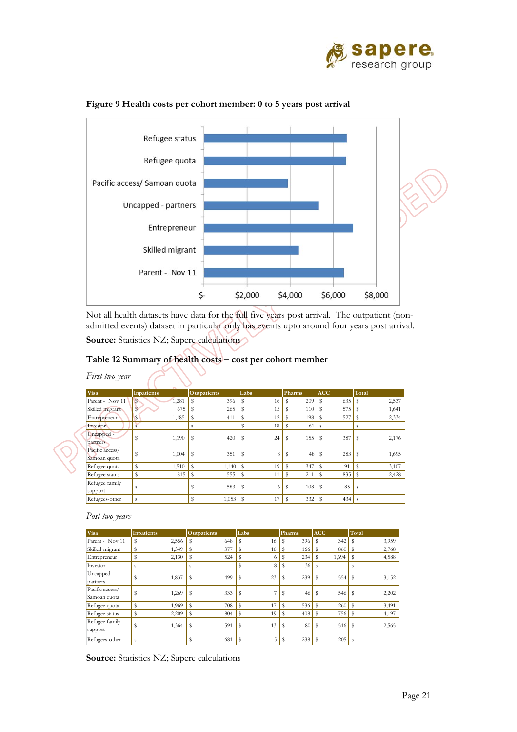**Figure 9 Health costs per cohort member: 0 to 5 years post arrival**

Not all health datasets have data for the full five years post arrival. The outpatient (non-admitted events) dataset in particular only has events upto around four years post arrival.

**Source:** Statistics NZ; Sapere calculations

**Table 12 Summary of health costs – cost per cohort member**

*First two year*

| Visa | Inpatients | Outpatients | Labs | Pharms | ACC | Total |
|---|---|---|---|---|---|---|
| Parent - Nov 11 | $ 1,281 | $ 396 | $ 16 | $ 209 | $ 635 | $ 2,537 |
| Skilled migrant | $ 675 | $ 265 | $ 15 | $ 110 | $ 575 | $ 1,641 |
| Entrepreneur | $ 1,185 | $ 411 | $ 12 | $ 198 | $ 527 | $ 2,334 |
| Investor | s | s | $ 18 | $ 61 | s | s |
| Uncapped - partners | $ 1,190 | $ 420 | $ 24 | $ 155 | $ 387 | $ 2,176 |
| Pacific access/ Samoan quota | $ 1,004 | $ 351 | $ 8 | $ 48 | $ 283 | $ 1,695 |
| Refugee quota | $ 1,510 | $ 1,140 | $ 19 | $ 347 | $ 91 | $ 3,107 |
| Refugee status | $ 815 | $ 555 | $ 11 | $ 211 | $ 835 | $ 2,428 |
| Refugee family support | s | $ 583 | $ 6 | $ 108 | $ 85 | s |
| Refugees-other | s | $ 1,053 | $ 17 | $ 332 | $ 434 | s |

*Post two years*

| Visa | Inpatients | Outpatients | Labs | Pharms | ACC | Total |
|---|---|---|---|---|---|---|
| Parent - Nov 11 | $ 2,556 | $ 648 | $ 16 | $ 396 | $ 342 | $ 3,959 |
| Skilled migrant | $ 1,349 | $ 377 | $ 16 | $ 166 | $ 860 | $ 2,768 |
| Entrepreneur | $ 2,130 | $ 524 | $ 6 | $ 234 | $ 1,694 | $ 4,588 |
| Investor | s | s | $ 8 | $ 36 | s | s |
| Uncapped - partners | $ 1,837 | $ 499 | $ 23 | $ 239 | $ 554 | $ 3,152 |
| Pacific access/ Samoan quota | $ 1,269 | $ 333 | $ 7 | $ 46 | $ 546 | $ 2,202 |
| Refugee quota | $ 1,969 | $ 708 | $ 17 | $ 536 | $ 260 | $ 3,491 |
| Refugee status | $ 2,209 | $ 804 | $ 19 | $ 408 | $ 756 | $ 4,197 |
| Refugee family support | $ 1,364 | $ 591 | $ 13 | $ 80 | $ 516 | $ 2,565 |
| Refugees-other | s | $ 681 | $ 5 | $ 238 | $ 205 | s |

**Source:** Statistics NZ; Sapere calculations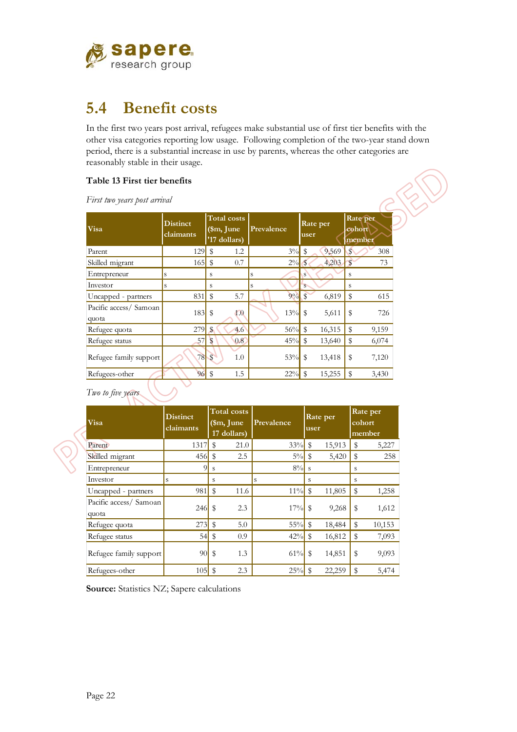## 5.4 Benefit costs

In the first two years post arrival, refugees make substantial use of first tier benefits with the other visa categories reporting low usage. Following completion of the two-year stand down period, there is a substantial increase in use by parents, whereas the other categories are reasonably stable in their usage.

**Table 13 First tier benefits**

*First two years post arrival*

| Visa | Distinct claimants | Total costs ($m, June '17 dollars) | Prevalence | Rate per user | Rate per cohort member |
|---|---|---|---|---|---|
| Parent | 129 | $ 1.2 | 3% | $ 9,569 | $ 308 |
| Skilled migrant | 165 | $ 0.7 | 2% | $ 4,203 | $ 73 |
| Entrepreneur | s | s | s | s | s |
| Investor | s | s | s | s | s |
| Uncapped - partners | 831 | $ 5.7 | 9% | $ 6,819 | $ 615 |
| Pacific access/ Samoan quota | 183 | $ 1.0 | 13% | $ 5,611 | $ 726 |
| Refugee quota | 279 | $ 4.6 | 56% | $ 16,315 | $ 9,159 |
| Refugee status | 57 | $ 0.8 | 45% | $ 13,640 | $ 6,074 |
| Refugee family support | 78 | $ 1.0 | 53% | $ 13,418 | $ 7,120 |
| Refugees-other | 96 | $ 1.5 | 22% | $ 15,255 | $ 3,430 |

*Two to five years*

| Visa | Distinct claimants | Total costs ($m, June 17 dollars) | Prevalence | Rate per user | Rate per cohort member |
|---|---|---|---|---|---|
| Parent | 1317 | $ 21.0 | 33% | $ 15,913 | $ 5,227 |
| Skilled migrant | 456 | $ 2.5 | 5% | $ 5,420 | $ 258 |
| Entrepreneur | 9 | s | 8% | s | s |
| Investor | s | s | s | s | s |
| Uncapped - partners | 981 | $ 11.6 | 11% | $ 11,805 | $ 1,258 |
| Pacific access/ Samoan quota | 246 | $ 2.3 | 17% | $ 9,268 | $ 1,612 |
| Refugee quota | 273 | $ 5.0 | 55% | $ 18,484 | $ 10,153 |
| Refugee status | 54 | $ 0.9 | 42% | $ 16,812 | $ 7,093 |
| Refugee family support | 90 | $ 1.3 | 61% | $ 14,851 | $ 9,093 |
| Refugees-other | 105 | $ 2.3 | 25% | $ 22,259 | $ 5,474 |

**Source:** Statistics NZ; Sapere calculations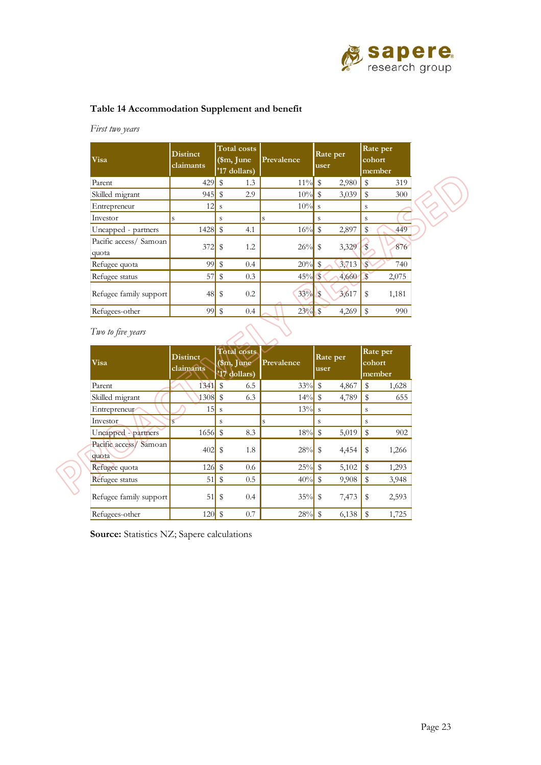### Table 14 Accommodation Supplement and benefit

*First two years*

| Visa | Distinct claimants | Total costs ($m, June '17 dollars) | Prevalence | Rate per user | Rate per cohort member |
|---|---|---|---|---|---|
| Parent | 429 | $ 1.3 | 11% | $ 2,980 | $ 319 |
| Skilled migrant | 945 | $ 2.9 | 10% | $ 3,039 | $ 300 |
| Entrepreneur | 12 | s | 10% | s | s |
| Investor | s | s | s | s | s |
| Uncapped - partners | 1428 | $ 4.1 | 16% | $ 2,897 | $ 449 |
| Pacific access/ Samoan quota | 372 | $ 1.2 | 26% | $ 3,329 | $ 876 |
| Refugee quota | 99 | $ 0.4 | 20% | $ 3,713 | $ 740 |
| Refugee status | 57 | $ 0.3 | 45% | $ 4,660 | $ 2,075 |
| Refugee family support | 48 | $ 0.2 | 33% | $ 3,617 | $ 1,181 |
| Refugees-other | 99 | $ 0.4 | 23% | $ 4,269 | $ 990 |

*Two to five years*

| Visa | Distinct claimants | Total costs ($m, June '17 dollars) | Prevalence | Rate per user | Rate per cohort member |
|---|---|---|---|---|---|
| Parent | 1341 | $ 6.5 | 33% | $ 4,867 | $ 1,628 |
| Skilled migrant | 1308 | $ 6.3 | 14% | $ 4,789 | $ 655 |
| Entrepreneur | 15 | s | 13% | s | s |
| Investor | s | s | s | s | s |
| Uncapped - partners | 1656 | $ 8.3 | 18% | $ 5,019 | $ 902 |
| Pacific access/ Samoan quota | 402 | $ 1.8 | 28% | $ 4,454 | $ 1,266 |
| Refugee quota | 126 | $ 0.6 | 25% | $ 5,102 | $ 1,293 |
| Refugee status | 51 | $ 0.5 | 40% | $ 9,908 | $ 3,948 |
| Refugee family support | 51 | $ 0.4 | 35% | $ 7,473 | $ 2,593 |
| Refugees-other | 120 | $ 0.7 | 28% | $ 6,138 | $ 1,725 |

**Source:** Statistics NZ; Sapere calculations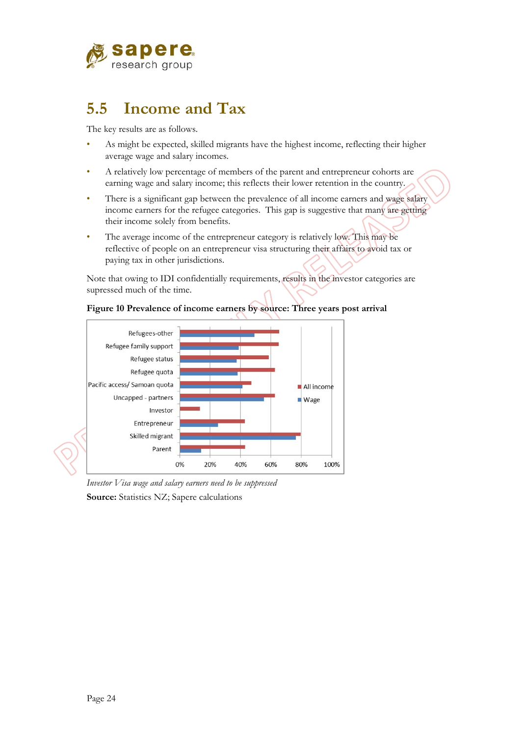## 5.5 Income and Tax

The key results are as follows.

- As might be expected, skilled migrants have the highest income, reflecting their higher average wage and salary incomes.
- A relatively low percentage of members of the parent and entrepreneur cohorts are earning wage and salary income; this reflects their lower retention in the country.
- There is a significant gap between the prevalence of all income earners and wage salary income earners for the refugee categories. This gap is suggestive that many are getting their income solely from benefits.
- The average income of the entrepreneur category is relatively low. This may be reflective of people on an entrepreneur visa structuring their affairs to avoid tax or paying tax in other jurisdictions.

Note that owing to IDI confidentially requirements, results in the investor categories are supressed much of the time.

**Figure 10 Prevalence of income earners by source: Three years post arrival**

*Investor Visa wage and salary earners need to be suppressed*

**Source:** Statistics NZ; Sapere calculations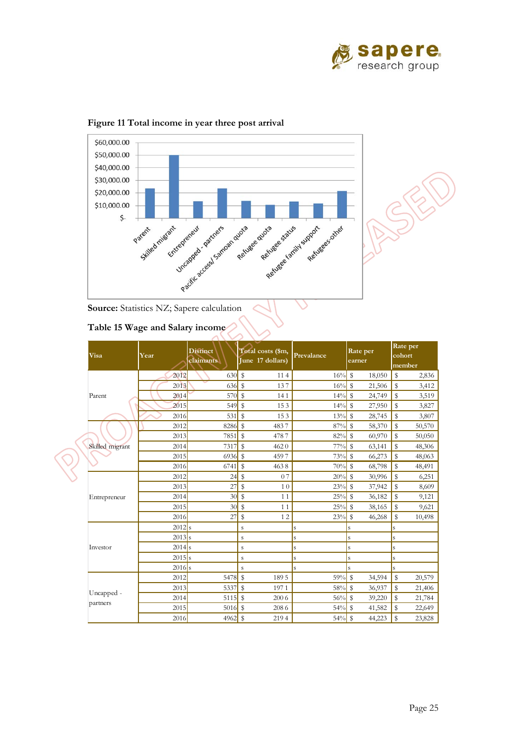**Figure 11 Total income in year three post arrival**

**Source:** Statistics NZ; Sapere calculation

**Table 15 Wage and Salary income**

| Visa | Year | Distinct claimants | Total costs ($m, June 17 dollars) | Prevalance | Rate per earner | Rate per cohort member |
|---|---|---|---|---|---|---|
| Parent | 2012 | 630 | $ 11.4 | 16% | $ 18,050 | $ 2,836 |
| | 2013 | 636 | $ 13.7 | 16% | $ 21,506 | $ 3,412 |
| | 2014 | 570 | $ 14.1 | 14% | $ 24,749 | $ 3,519 |
| | 2015 | 549 | $ 15.3 | 14% | $ 27,950 | $ 3,827 |
| | 2016 | 531 | $ 15.3 | 13% | $ 28,745 | $ 3,807 |
| Skilled migrant | 2012 | 8286 | $ 483.7 | 87% | $ 58,370 | $ 50,570 |
| | 2013 | 7851 | $ 478.7 | 82% | $ 60,970 | $ 50,050 |
| | 2014 | 7317 | $ 462.0 | 77% | $ 63,141 | $ 48,306 |
| | 2015 | 6936 | $ 459.7 | 73% | $ 66,273 | $ 48,063 |
| | 2016 | 6741 | $ 463.8 | 70% | $ 68,798 | $ 48,491 |
| Entrepreneur | 2012 | 24 | $ 0.7 | 20% | $ 30,996 | $ 6,251 |
| | 2013 | 27 | $ 1.0 | 23% | $ 37,942 | $ 8,609 |
| | 2014 | 30 | $ 1.1 | 25% | $ 36,182 | $ 9,121 |
| | 2015 | 30 | $ 1.1 | 25% | $ 38,165 | $ 9,621 |
| | 2016 | 27 | $ 1.2 | 23% | $ 46,268 | $ 10,498 |
| Investor | 2012 | s | s | s | s | s |
| | 2013 | s | s | s | s | s |
| | 2014 | s | s | s | s | s |
| | 2015 | s | s | s | s | s |
| | 2016 | s | s | s | s | s |
| Uncapped - partners | 2012 | 5478 | $ 189.5 | 59% | $ 34,594 | $ 20,579 |
| | 2013 | 5337 | $ 197.1 | 58% | $ 36,937 | $ 21,406 |
| | 2014 | 5115 | $ 200.6 | 56% | $ 39,220 | $ 21,784 |
| | 2015 | 5016 | $ 208.6 | 54% | $ 41,582 | $ 22,649 |
| | 2016 | 4962 | $ 219.4 | 54% | $ 44,223 | $ 23,828 |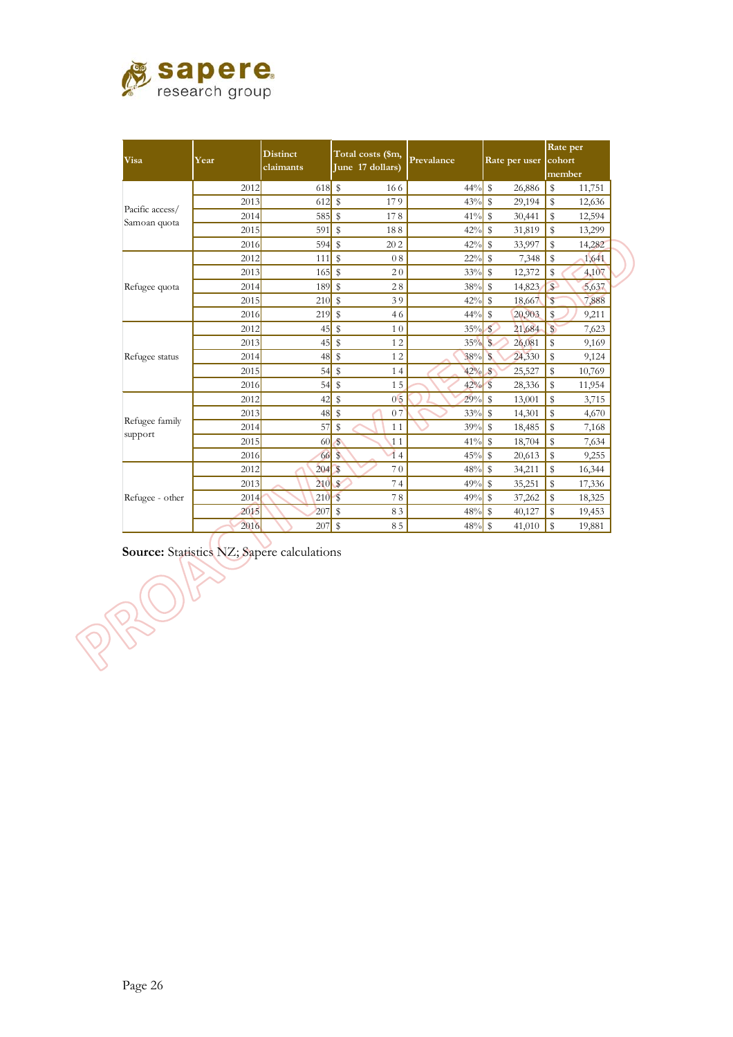| Visa | Year | Distinct claimants | Total costs ($m, June 17 dollars) | Prevalance | Rate per user | Rate per cohort member |
|---|---|---|---|---|---|---|
| Pacific access/ Samoan quota | 2012 | 618 | $ 16.6 | 44% | $ 26,886 | $ 11,751 |
| | 2013 | 612 | $ 17.9 | 43% | $ 29,194 | $ 12,636 |
| | 2014 | 585 | $ 17.8 | 41% | $ 30,441 | $ 12,594 |
| | 2015 | 591 | $ 18.8 | 42% | $ 31,819 | $ 13,299 |
| | 2016 | 594 | $ 20.2 | 42% | $ 33,997 | $ 14,282 |
| Refugee quota | 2012 | 111 | $ 0.8 | 22% | $ 7,348 | $ 1,641 |
| | 2013 | 165 | $ 2.0 | 33% | $ 12,372 | $ 4,107 |
| | 2014 | 189 | $ 2.8 | 38% | $ 14,823 | $ 5,637 |
| | 2015 | 210 | $ 3.9 | 42% | $ 18,667 | $ 7,888 |
| | 2016 | 219 | $ 4.6 | 44% | $ 20,903 | $ 9,211 |
| Refugee status | 2012 | 45 | $ 1.0 | 35% | $ 21,684 | $ 7,623 |
| | 2013 | 45 | $ 1.2 | 35% | $ 26,081 | $ 9,169 |
| | 2014 | 48 | $ 1.2 | 38% | $ 24,330 | $ 9,124 |
| | 2015 | 54 | $ 1.4 | 42% | $ 25,527 | $ 10,769 |
| | 2016 | 54 | $ 1.5 | 42% | $ 28,336 | $ 11,954 |
| Refugee family support | 2012 | 42 | $ 0.5 | 29% | $ 13,001 | $ 3,715 |
| | 2013 | 48 | $ 0.7 | 33% | $ 14,301 | $ 4,670 |
| | 2014 | 57 | $ 1.1 | 39% | $ 18,485 | $ 7,168 |
| | 2015 | 60 | $ 1.1 | 41% | $ 18,704 | $ 7,634 |
| | 2016 | 66 | $ 1.4 | 45% | $ 20,613 | $ 9,255 |
| Refugee - other | 2012 | 204 | $ 7.0 | 48% | $ 34,211 | $ 16,344 |
| | 2013 | 210 | $ 7.4 | 49% | $ 35,251 | $ 17,336 |
| | 2014 | 210 | $ 7.8 | 49% | $ 37,262 | $ 18,325 |
| | 2015 | 207 | $ 8.3 | 48% | $ 40,127 | $ 19,453 |
| | 2016 | 207 | $ 8.5 | 48% | $ 41,010 | $ 19,881 |

**Source:** Statistics NZ; Sapere calculations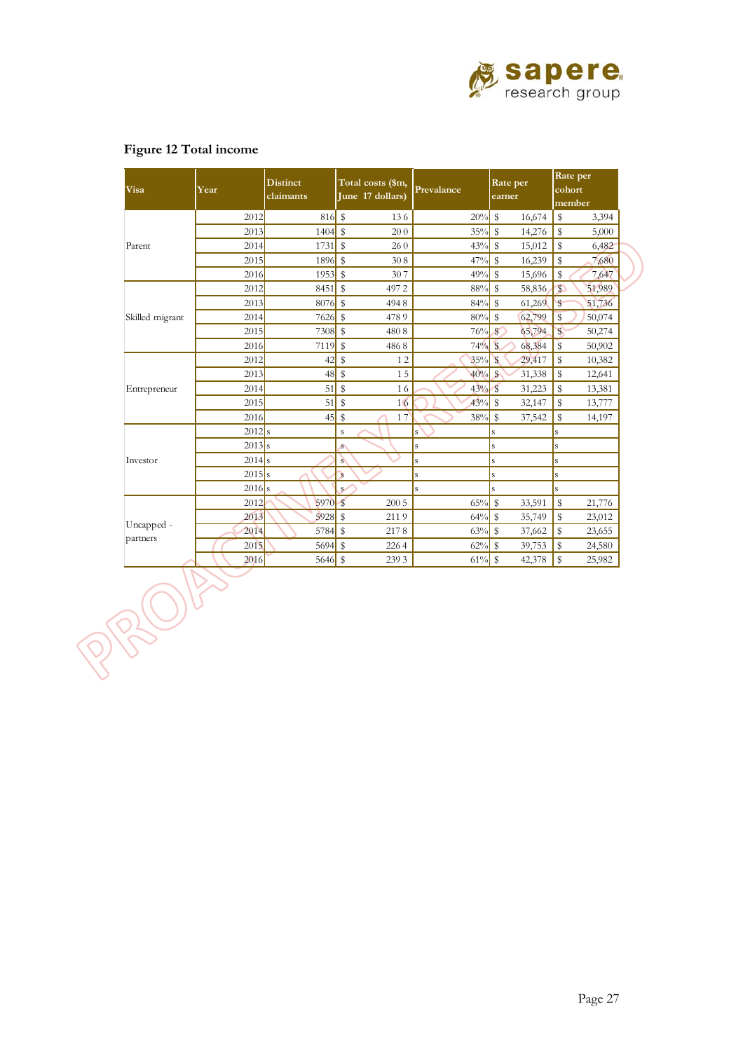### Figure 12 Total income

| Visa | Year | Distinct claimants | Total costs ($m, June 17 dollars) | Prevalance | Rate per earner | Rate per cohort member |
|---|---|---|---|---|---|---|
| Parent | 2012 | 816 | $ 13.6 | 20% | $ 16,674 | $ 3,394 |
| | 2013 | 1404 | $ 20.0 | 35% | $ 14,276 | $ 5,000 |
| | 2014 | 1731 | $ 26.0 | 43% | $ 15,012 | $ 6,482 |
| | 2015 | 1896 | $ 30.8 | 47% | $ 16,239 | $ 7,680 |
| | 2016 | 1953 | $ 30.7 | 49% | $ 15,696 | $ 7,647 |
| Skilled migrant | 2012 | 8451 | $ 497.2 | 88% | $ 58,836 | $ 51,989 |
| | 2013 | 8076 | $ 494.8 | 84% | $ 61,269 | $ 51,736 |
| | 2014 | 7626 | $ 478.9 | 80% | $ 62,799 | $ 50,074 |
| | 2015 | 7308 | $ 480.8 | 76% | $ 65,794 | $ 50,274 |
| | 2016 | 7119 | $ 486.8 | 74% | $ 68,384 | $ 50,902 |
| Entrepreneur | 2012 | 42 | $ 1.2 | 35% | $ 29,417 | $ 10,382 |
| | 2013 | 48 | $ 1.5 | 40% | $ 31,338 | $ 12,641 |
| | 2014 | 51 | $ 1.6 | 43% | $ 31,223 | $ 13,381 |
| | 2015 | 51 | $ 1.6 | 43% | $ 32,147 | $ 13,777 |
| | 2016 | 45 | $ 1.7 | 38% | $ 37,542 | $ 14,197 |
| Investor | 2012 | s | s | s | s | s |
| | 2013 | s | s | s | s | s |
| | 2014 | s | s | s | s | s |
| | 2015 | s | s | s | s | s |
| | 2016 | s | s | s | s | s |
| Uncapped - partners | 2012 | 5970 | $ 200.5 | 65% | $ 33,591 | $ 21,776 |
| | 2013 | 5928 | $ 211.9 | 64% | $ 35,749 | $ 23,012 |
| | 2014 | 5784 | $ 217.8 | 63% | $ 37,662 | $ 23,655 |
| | 2015 | 5694 | $ 226.4 | 62% | $ 39,753 | $ 24,580 |
| | 2016 | 5646 | $ 239.3 | 61% | $ 42,378 | $ 25,982 |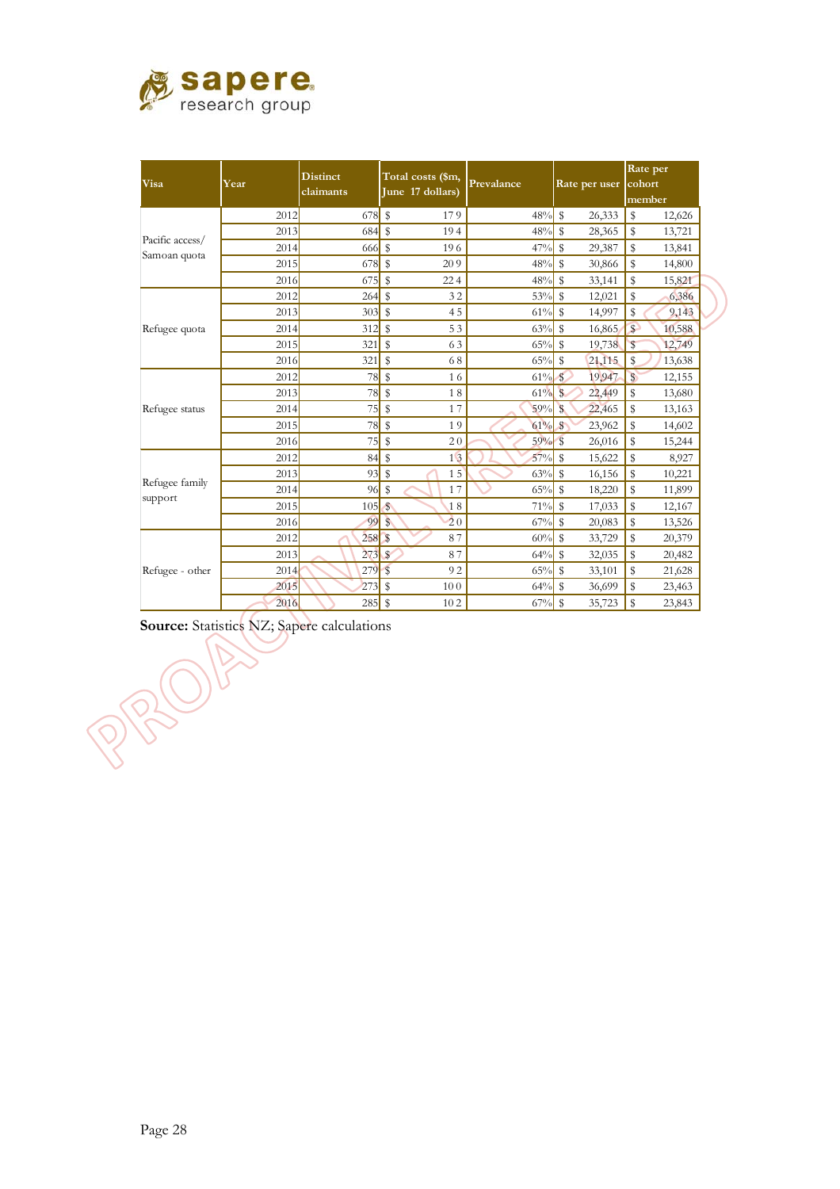| Visa | Year | Distinct claimants | Total costs ($m, June 17 dollars) | Prevalance | Rate per user | Rate per cohort member |
|---|---|---|---|---|---|---|
| Pacific access/ Samoan quota | 2012 | 678 | $ 17.9 | 48% | $ 26,333 | $ 12,626 |
| | 2013 | 684 | $ 19.4 | 48% | $ 28,365 | $ 13,721 |
| | 2014 | 666 | $ 19.6 | 47% | $ 29,387 | $ 13,841 |
| | 2015 | 678 | $ 20.9 | 48% | $ 30,866 | $ 14,800 |
| | 2016 | 675 | $ 22.4 | 48% | $ 33,141 | $ 15,821 |
| Refugee quota | 2012 | 264 | $ 3.2 | 53% | $ 12,021 | $ 6,386 |
| | 2013 | 303 | $ 4.5 | 61% | $ 14,997 | $ 9,143 |
| | 2014 | 312 | $ 5.3 | 63% | $ 16,865 | $ 10,588 |
| | 2015 | 321 | $ 6.3 | 65% | $ 19,738 | $ 12,749 |
| | 2016 | 321 | $ 6.8 | 65% | $ 21,115 | $ 13,638 |
| Refugee status | 2012 | 78 | $ 1.6 | 61% | $ 19,947 | $ 12,155 |
| | 2013 | 78 | $ 1.8 | 61% | $ 22,449 | $ 13,680 |
| | 2014 | 75 | $ 1.7 | 59% | $ 22,465 | $ 13,163 |
| | 2015 | 78 | $ 1.9 | 61% | $ 23,962 | $ 14,602 |
| | 2016 | 75 | $ 2.0 | 59% | $ 26,016 | $ 15,244 |
| Refugee family support | 2012 | 84 | $ 1.3 | 57% | $ 15,622 | $ 8,927 |
| | 2013 | 93 | $ 1.5 | 63% | $ 16,156 | $ 10,221 |
| | 2014 | 96 | $ 1.7 | 65% | $ 18,220 | $ 11,899 |
| | 2015 | 105 | $ 1.8 | 71% | $ 17,033 | $ 12,167 |
| | 2016 | 99 | $ 2.0 | 67% | $ 20,083 | $ 13,526 |
| Refugee - other | 2012 | 258 | $ 8.7 | 60% | $ 33,729 | $ 20,379 |
| | 2013 | 273 | $ 8.7 | 64% | $ 32,035 | $ 20,482 |
| | 2014 | 279 | $ 9.2 | 65% | $ 33,101 | $ 21,628 |
| | 2015 | 273 | $ 10.0 | 64% | $ 36,699 | $ 23,463 |
| | 2016 | 285 | $ 10.2 | 67% | $ 35,723 | $ 23,843 |

**Source:** Statistics NZ; Sapere calculations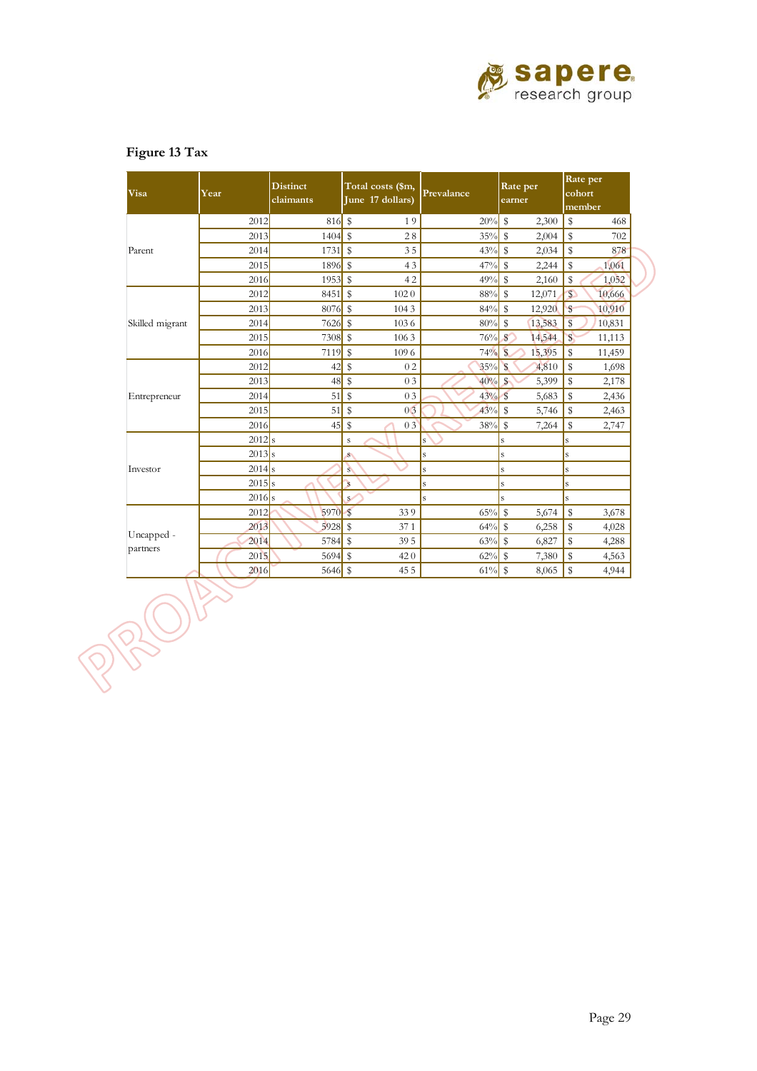## Figure 13 Tax

| Visa | Year | Distinct claimants | Total costs ($m, June 17 dollars) | Prevalance | Rate per earner | Rate per cohort member |
|---|---|---|---|---|---|---|
| Parent | 2012 | 816 | $ 1.9 | 20% | $ 2,300 | $ 468 |
| | 2013 | 1404 | $ 2.8 | 35% | $ 2,004 | $ 702 |
| | 2014 | 1731 | $ 3.5 | 43% | $ 2,034 | $ 878 |
| | 2015 | 1896 | $ 4.3 | 47% | $ 2,244 | $ 1,061 |
| | 2016 | 1953 | $ 4.2 | 49% | $ 2,160 | $ 1,052 |
| Skilled migrant | 2012 | 8451 | $ 102.0 | 88% | $ 12,071 | $ 10,666 |
| | 2013 | 8076 | $ 104.3 | 84% | $ 12,920 | $ 10,910 |
| | 2014 | 7626 | $ 103.6 | 80% | $ 13,583 | $ 10,831 |
| | 2015 | 7308 | $ 106.3 | 76% | $ 14,544 | $ 11,113 |
| | 2016 | 7119 | $ 109.6 | 74% | $ 15,395 | $ 11,459 |
| Entrepreneur | 2012 | 42 | $ 0.2 | 35% | $ 4,810 | $ 1,698 |
| | 2013 | 48 | $ 0.3 | 40% | $ 5,399 | $ 2,178 |
| | 2014 | 51 | $ 0.3 | 43% | $ 5,683 | $ 2,436 |
| | 2015 | 51 | $ 0.3 | 43% | $ 5,746 | $ 2,463 |
| | 2016 | 45 | $ 0.3 | 38% | $ 7,264 | $ 2,747 |
| Investor | 2012 | s | s | s | s | s |
| | 2013 | s | s | s | s | s |
| | 2014 | s | s | s | s | s |
| | 2015 | s | s | s | s | s |
| | 2016 | s | s | s | s | s |
| Uncapped - partners | 2012 | 5970 | $ 33.9 | 65% | $ 5,674 | $ 3,678 |
| | 2013 | 5928 | $ 37.1 | 64% | $ 6,258 | $ 4,028 |
| | 2014 | 5784 | $ 39.5 | 63% | $ 6,827 | $ 4,288 |
| | 2015 | 5694 | $ 42.0 | 62% | $ 7,380 | $ 4,563 |
| | 2016 | 5646 | $ 45.5 | 61% | $ 8,065 | $ 4,944 |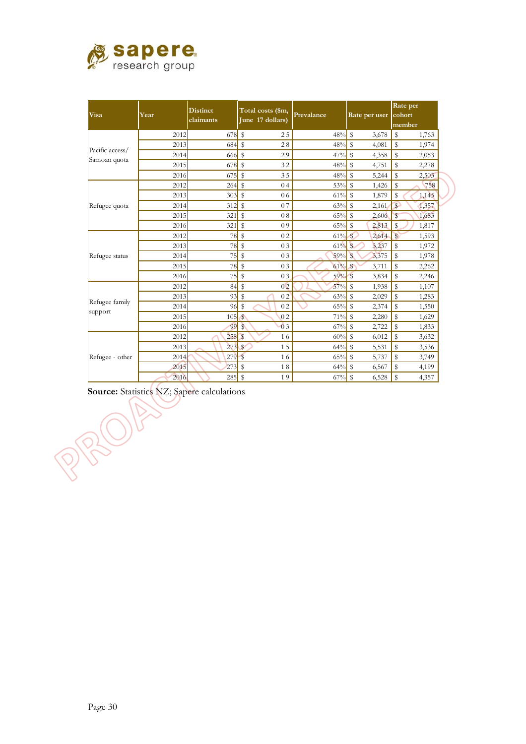| Visa | Year | Distinct claimants | Total costs ($m, June 17 dollars) | Prevalance | Rate per user | Rate per cohort member |
|---|---|---|---|---|---|---|
| Pacific access/ Samoan quota | 2012 | 678 | $ 2.5 | 48% | $ 3,678 | $ 1,763 |
| | 2013 | 684 | $ 2.8 | 48% | $ 4,081 | $ 1,974 |
| | 2014 | 666 | $ 2.9 | 47% | $ 4,358 | $ 2,053 |
| | 2015 | 678 | $ 3.2 | 48% | $ 4,751 | $ 2,278 |
| | 2016 | 675 | $ 3.5 | 48% | $ 5,244 | $ 2,503 |
| Refugee quota | 2012 | 264 | $ 0.4 | 53% | $ 1,426 | $ 758 |
| | 2013 | 303 | $ 0.6 | 61% | $ 1,879 | $ 1,145 |
| | 2014 | 312 | $ 0.7 | 63% | $ 2,161 | $ 1,357 |
| | 2015 | 321 | $ 0.8 | 65% | $ 2,606 | $ 1,683 |
| | 2016 | 321 | $ 0.9 | 65% | $ 2,813 | $ 1,817 |
| Refugee status | 2012 | 78 | $ 0.2 | 61% | $ 2,614 | $ 1,593 |
| | 2013 | 78 | $ 0.3 | 61% | $ 3,237 | $ 1,972 |
| | 2014 | 75 | $ 0.3 | 59% | $ 3,375 | $ 1,978 |
| | 2015 | 78 | $ 0.3 | 61% | $ 3,711 | $ 2,262 |
| | 2016 | 75 | $ 0.3 | 59% | $ 3,834 | $ 2,246 |
| Refugee family support | 2012 | 84 | $ 0.2 | 57% | $ 1,938 | $ 1,107 |
| | 2013 | 93 | $ 0.2 | 63% | $ 2,029 | $ 1,283 |
| | 2014 | 96 | $ 0.2 | 65% | $ 2,374 | $ 1,550 |
| | 2015 | 105 | $ 0.2 | 71% | $ 2,280 | $ 1,629 |
| | 2016 | 99 | $ 0.3 | 67% | $ 2,722 | $ 1,833 |
| Refugee - other | 2012 | 258 | $ 1.6 | 60% | $ 6,012 | $ 3,632 |
| | 2013 | 273 | $ 1.5 | 64% | $ 5,531 | $ 3,536 |
| | 2014 | 279 | $ 1.6 | 65% | $ 5,737 | $ 3,749 |
| | 2015 | 273 | $ 1.8 | 64% | $ 6,567 | $ 4,199 |
| | 2016 | 285 | $ 1.9 | 67% | $ 6,528 | $ 4,357 |

**Source:** Statistics NZ; Sapere calculations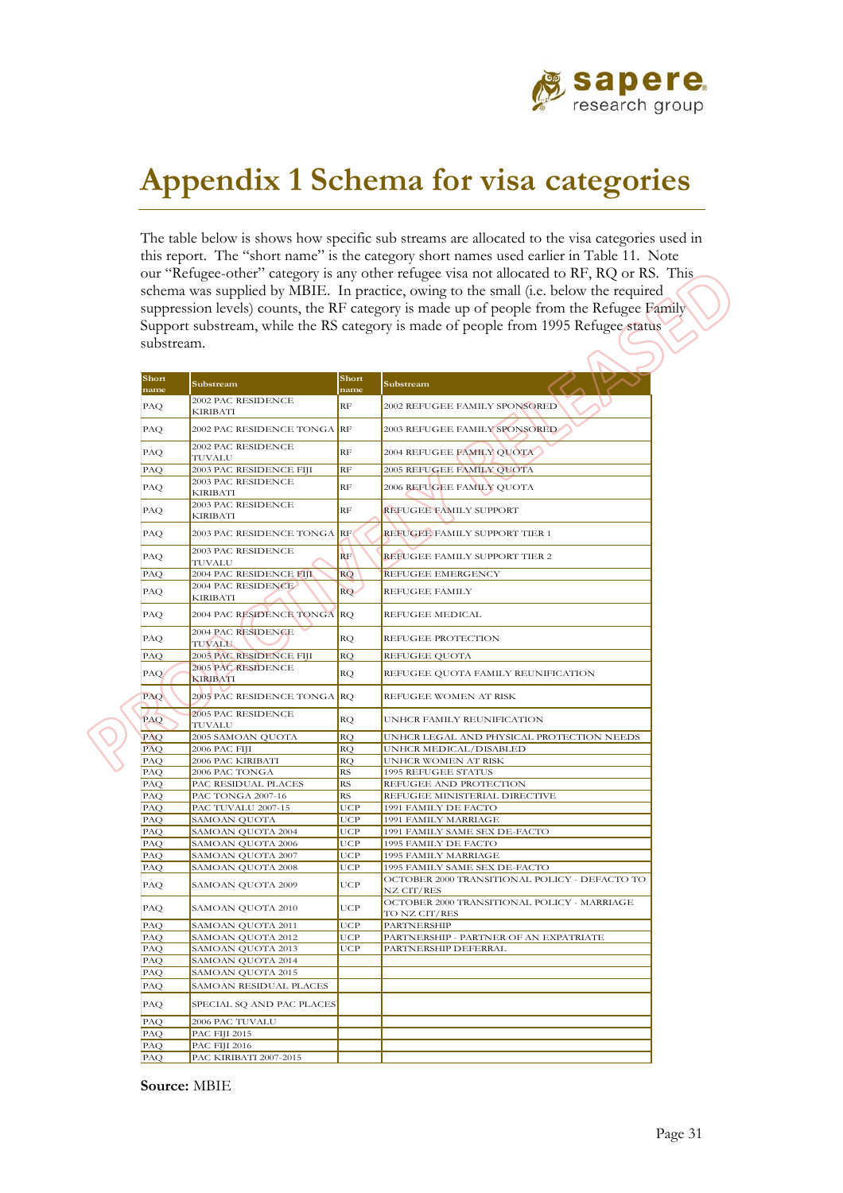# Appendix 1 Schema for visa categories

The table below is shows how specific sub streams are allocated to the visa categories used in this report. The "short name" is the category short names used earlier in Table 11. Note our "Refugee-other" category is any other refugee visa not allocated to RF, RQ or RS. This schema was supplied by MBIE. In practice, owing to the small (i.e. below the required suppression levels) counts, the RF category is made up of people from the Refugee Family Support substream, while the RS category is made of people from 1995 Refugee status substream.

| Short name | Substream | Short name | Substream |
|---|---|---|---|
| PAQ | 2002 PAC RESIDENCE KIRIBATI | RF | 2002 REFUGEE FAMILY SPONSORED |
| PAQ | 2002 PAC RESIDENCE TONGA | RF | 2003 REFUGEE FAMILY SPONSORED |
| PAQ | 2002 PAC RESIDENCE TUVALU | RF | 2004 REFUGEE FAMILY QUOTA |
| PAQ | 2003 PAC RESIDENCE FIJI | RF | 2005 REFUGEE FAMILY QUOTA |
| PAQ | 2003 PAC RESIDENCE KIRIBATI | RF | 2006 REFUGEE FAMILY QUOTA |
| PAQ | 2003 PAC RESIDENCE KIRIBATI | RF | REFUGEE FAMILY SUPPORT |
| PAQ | 2003 PAC RESIDENCE TONGA | RF | REFUGEE FAMILY SUPPORT TIER 1 |
| PAQ | 2003 PAC RESIDENCE TUVALU | RF | REFUGEE FAMILY SUPPORT TIER 2 |
| PAQ | 2004 PAC RESIDENCE FIJI | RQ | REFUGEE EMERGENCY |
| PAQ | 2004 PAC RESIDENCE KIRIBATI | RQ | REFUGEE FAMILY |
| PAQ | 2004 PAC RESIDENCE TONGA | RQ | REFUGEE MEDICAL |
| PAQ | 2004 PAC RESIDENCE TUVALU | RQ | REFUGEE PROTECTION |
| PAQ | 2005 PAC RESIDENCE FIJI | RQ | REFUGEE QUOTA |
| PAQ | 2005 PAC RESIDENCE KIRIBATI | RQ | REFUGEE QUOTA FAMILY REUNIFICATION |
| PAQ | 2005 PAC RESIDENCE TONGA | RQ | REFUGEE WOMEN AT RISK |
| PAQ | 2005 PAC RESIDENCE TUVALU | RQ | UNHCR FAMILY REUNIFICATION |
| PAQ | 2005 SAMOAN QUOTA | RQ | UNHCR LEGAL AND PHYSICAL PROTECTION NEEDS |
| PAQ | 2006 PAC FIJI | RQ | UNHCR MEDICAL/DISABLED |
| PAQ | 2006 PAC KIRIBATI | RQ | UNHCR WOMEN AT RISK |
| PAQ | 2006 PAC TONGA | RS | 1995 REFUGEE STATUS |
| PAQ | PAC RESIDUAL PLACES | RS | REFUGEE AND PROTECTION |
| PAQ | PAC TONGA 2007-16 | RS | REFUGEE MINISTERIAL DIRECTIVE |
| PAQ | PAC TUVALU 2007-15 | UCP | 1991 FAMILY DE FACTO |
| PAQ | SAMOAN QUOTA | UCP | 1991 FAMILY MARRIAGE |
| PAQ | SAMOAN QUOTA 2004 | UCP | 1991 FAMILY SAME SEX DE-FACTO |
| PAQ | SAMOAN QUOTA 2006 | UCP | 1995 FAMILY DE FACTO |
| PAQ | SAMOAN QUOTA 2007 | UCP | 1995 FAMILY MARRIAGE |
| PAQ | SAMOAN QUOTA 2008 | UCP | 1995 FAMILY SAME SEX DE-FACTO |
| PAQ | SAMOAN QUOTA 2009 | UCP | OCTOBER 2000 TRANSITIONAL POLICY - DEFACTO TO NZ CIT/RES |
| PAQ | SAMOAN QUOTA 2010 | UCP | OCTOBER 2000 TRANSITIONAL POLICY - MARRIAGE TO NZ CIT/RES |
| PAQ | SAMOAN QUOTA 2011 | UCP | PARTNERSHIP |
| PAQ | SAMOAN QUOTA 2012 | UCP | PARTNERSHIP - PARTNER OF AN EXPATRIATE |
| PAQ | SAMOAN QUOTA 2013 | UCP | PARTNERSHIP DEFERRAL |
| PAQ | SAMOAN QUOTA 2014 | | |
| PAQ | SAMOAN QUOTA 2015 | | |
| PAQ | SAMOAN RESIDUAL PLACES | | |
| PAQ | SPECIAL SQ AND PAC PLACES | | |
| PAQ | 2006 PAC TUVALU | | |
| PAQ | PAC FIJI 2015 | | |
| PAQ | PAC FIJI 2016 | | |
| PAQ | PAC KIRIBATI 2007-2015 | | |

**Source:** MBIE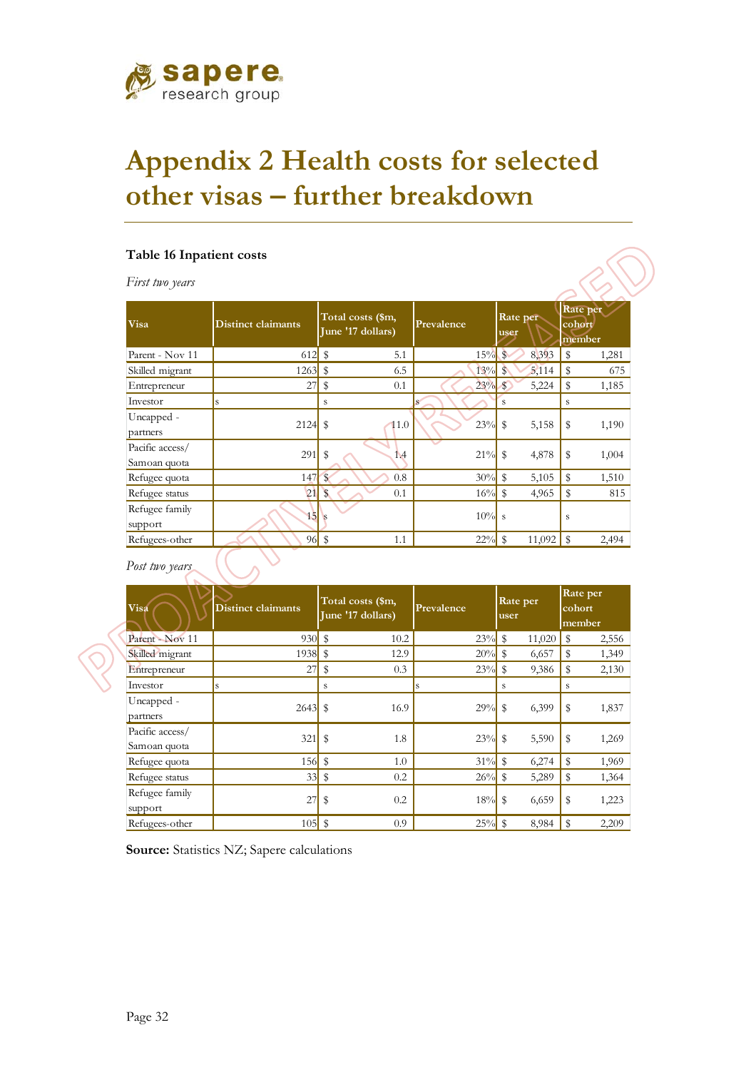# Appendix 2 Health costs for selected other visas – further breakdown

**Table 16 Inpatient costs**

*First two years*

| Visa | Distinct claimants | Total costs ($m, June '17 dollars) | Prevalence | Rate per user | Rate per cohort member |
|---|---|---|---|---|---|
| Parent - Nov 11 | 612 | $ 5.1 | 15% | $ 8,393 | $ 1,281 |
| Skilled migrant | 1263 | $ 6.5 | 13% | $ 5,114 | $ 675 |
| Entrepreneur | 27 | $ 0.1 | 23% | $ 5,224 | $ 1,185 |
| Investor | s | s | s | s | s |
| Uncapped - partners | 2124 | $ 11.0 | 23% | $ 5,158 | $ 1,190 |
| Pacific access/ Samoan quota | 291 | $ 1.4 | 21% | $ 4,878 | $ 1,004 |
| Refugee quota | 147 | $ 0.8 | 30% | $ 5,105 | $ 1,510 |
| Refugee status | 21 | $ 0.1 | 16% | $ 4,965 | $ 815 |
| Refugee family support | 15 | s | 10% | s | s |
| Refugees-other | 96 | $ 1.1 | 22% | $ 11,092 | $ 2,494 |

*Post two years*

| Visa | Distinct claimants | Total costs ($m, June '17 dollars) | Prevalence | Rate per user | Rate per cohort member |
|---|---|---|---|---|---|
| Parent - Nov 11 | 930 | $ 10.2 | 23% | $ 11,020 | $ 2,556 |
| Skilled migrant | 1938 | $ 12.9 | 20% | $ 6,657 | $ 1,349 |
| Entrepreneur | 27 | $ 0.3 | 23% | $ 9,386 | $ 2,130 |
| Investor | s | s | s | s | s |
| Uncapped - partners | 2643 | $ 16.9 | 29% | $ 6,399 | $ 1,837 |
| Pacific access/ Samoan quota | 321 | $ 1.8 | 23% | $ 5,590 | $ 1,269 |
| Refugee quota | 156 | $ 1.0 | 31% | $ 6,274 | $ 1,969 |
| Refugee status | 33 | $ 0.2 | 26% | $ 5,289 | $ 1,364 |
| Refugee family support | 27 | $ 0.2 | 18% | $ 6,659 | $ 1,223 |
| Refugees-other | 105 | $ 0.9 | 25% | $ 8,984 | $ 2,209 |

**Source:** Statistics NZ; Sapere calculations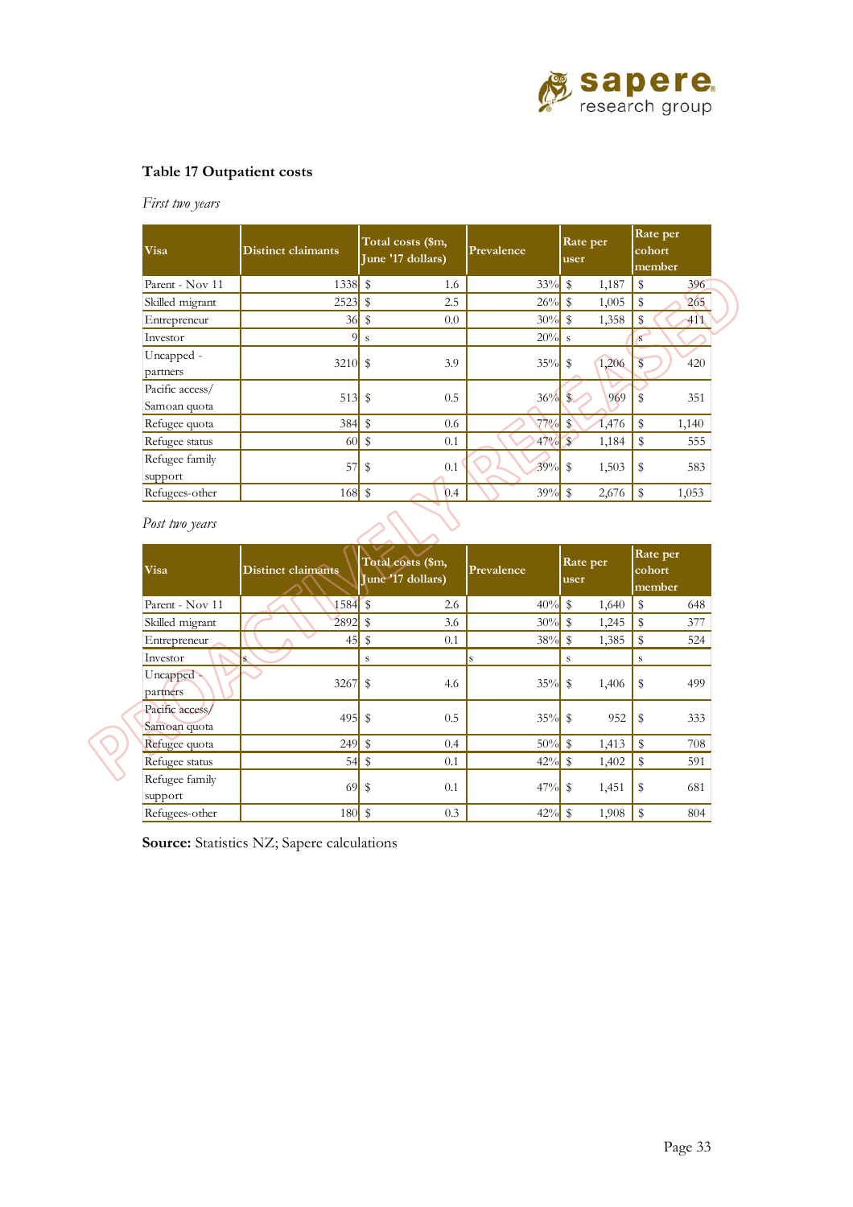**Table 17 Outpatient costs**

*First two years*

| Visa | Distinct claimants | Total costs ($m, June '17 dollars) | Prevalence | Rate per user | Rate per cohort member |
|---|---|---|---|---|---|
| Parent - Nov 11 | 1338 | $ 1.6 | 33% | $ 1,187 | $ 396 |
| Skilled migrant | 2523 | $ 2.5 | 26% | $ 1,005 | $ 265 |
| Entrepreneur | 36 | $ 0.0 | 30% | $ 1,358 | $ 411 |
| Investor | 9 | s | 20% | s | s |
| Uncapped - partners | 3210 | $ 3.9 | 35% | $ 1,206 | $ 420 |
| Pacific access/ Samoan quota | 513 | $ 0.5 | 36% | $ 969 | $ 351 |
| Refugee quota | 384 | $ 0.6 | 77% | $ 1,476 | $ 1,140 |
| Refugee status | 60 | $ 0.1 | 47% | $ 1,184 | $ 555 |
| Refugee family support | 57 | $ 0.1 | 39% | $ 1,503 | $ 583 |
| Refugees-other | 168 | $ 0.4 | 39% | $ 2,676 | $ 1,053 |

*Post two years*

| Visa | Distinct claimants | Total costs ($m, June '17 dollars) | Prevalence | Rate per user | Rate per cohort member |
|---|---|---|---|---|---|
| Parent - Nov 11 | 1584 | $ 2.6 | 40% | $ 1,640 | $ 648 |
| Skilled migrant | 2892 | $ 3.6 | 30% | $ 1,245 | $ 377 |
| Entrepreneur | 45 | $ 0.1 | 38% | $ 1,385 | $ 524 |
| Investor | s | s | s | s | s |
| Uncapped - partners | 3267 | $ 4.6 | 35% | $ 1,406 | $ 499 |
| Pacific access/ Samoan quota | 495 | $ 0.5 | 35% | $ 952 | $ 333 |
| Refugee quota | 249 | $ 0.4 | 50% | $ 1,413 | $ 708 |
| Refugee status | 54 | $ 0.1 | 42% | $ 1,402 | $ 591 |
| Refugee family support | 69 | $ 0.1 | 47% | $ 1,451 | $ 681 |
| Refugees-other | 180 | $ 0.3 | 42% | $ 1,908 | $ 804 |

**Source:** Statistics NZ; Sapere calculations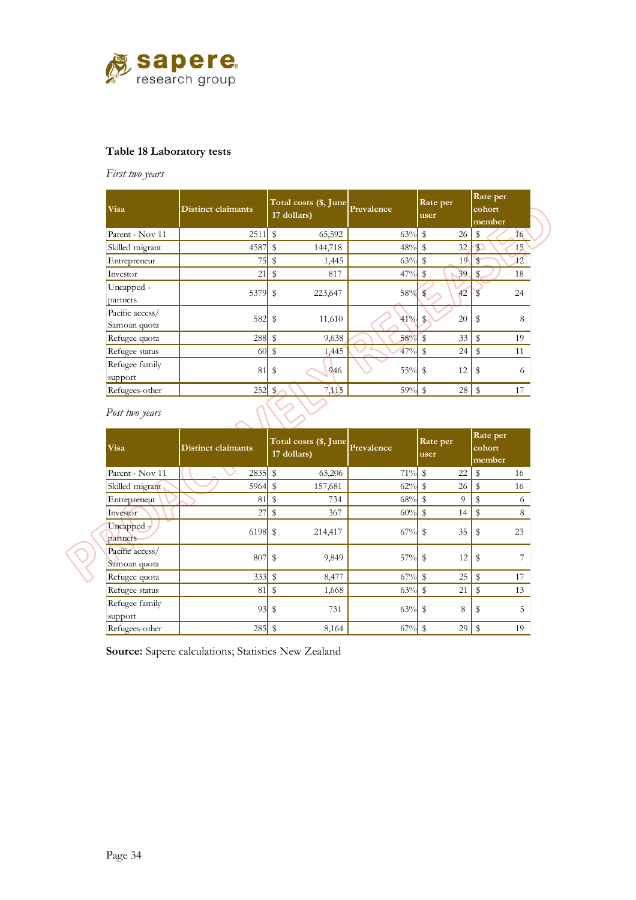**Table 18 Laboratory tests**

*First two years*

| Visa | Distinct claimants | Total costs ($, June 17 dollars) | Prevalence | Rate per user | Rate per cohort member |
|---|---|---|---|---|---|
| Parent - Nov 11 | 2511 | $ 65,592 | 63% | $ 26 | $ 16 |
| Skilled migrant | 4587 | $ 144,718 | 48% | $ 32 | $ 15 |
| Entrepreneur | 75 | $ 1,445 | 63% | $ 19 | $ 12 |
| Investor | 21 | $ 817 | 47% | $ 39 | $ 18 |
| Uncapped - partners | 5379 | $ 223,647 | 58% | $ 42 | $ 24 |
| Pacific access/ Samoan quota | 582 | $ 11,610 | 41% | $ 20 | $ 8 |
| Refugee quota | 288 | $ 9,638 | 58% | $ 33 | $ 19 |
| Refugee status | 60 | $ 1,445 | 47% | $ 24 | $ 11 |
| Refugee family support | 81 | $ 946 | 55% | $ 12 | $ 6 |
| Refugees-other | 252 | $ 7,115 | 59% | $ 28 | $ 17 |

*Post two years*

| Visa | Distinct claimants | Total costs ($, June 17 dollars) | Prevalence | Rate per user | Rate per cohort member |
|---|---|---|---|---|---|
| Parent - Nov 11 | 2835 | $ 63,206 | 71% | $ 22 | $ 16 |
| Skilled migrant | 5964 | $ 157,681 | 62% | $ 26 | $ 16 |
| Entrepreneur | 81 | $ 734 | 68% | $ 9 | $ 6 |
| Investor | 27 | $ 367 | 60% | $ 14 | $ 8 |
| Uncapped - partners | 6198 | $ 214,417 | 67% | $ 35 | $ 23 |
| Pacific access/ Samoan quota | 807 | $ 9,849 | 57% | $ 12 | $ 7 |
| Refugee quota | 333 | $ 8,477 | 67% | $ 25 | $ 17 |
| Refugee status | 81 | $ 1,668 | 63% | $ 21 | $ 13 |
| Refugee family support | 93 | $ 731 | 63% | $ 8 | $ 5 |
| Refugees-other | 285 | $ 8,164 | 67% | $ 29 | $ 19 |

**Source:** Sapere calculations; Statistics New Zealand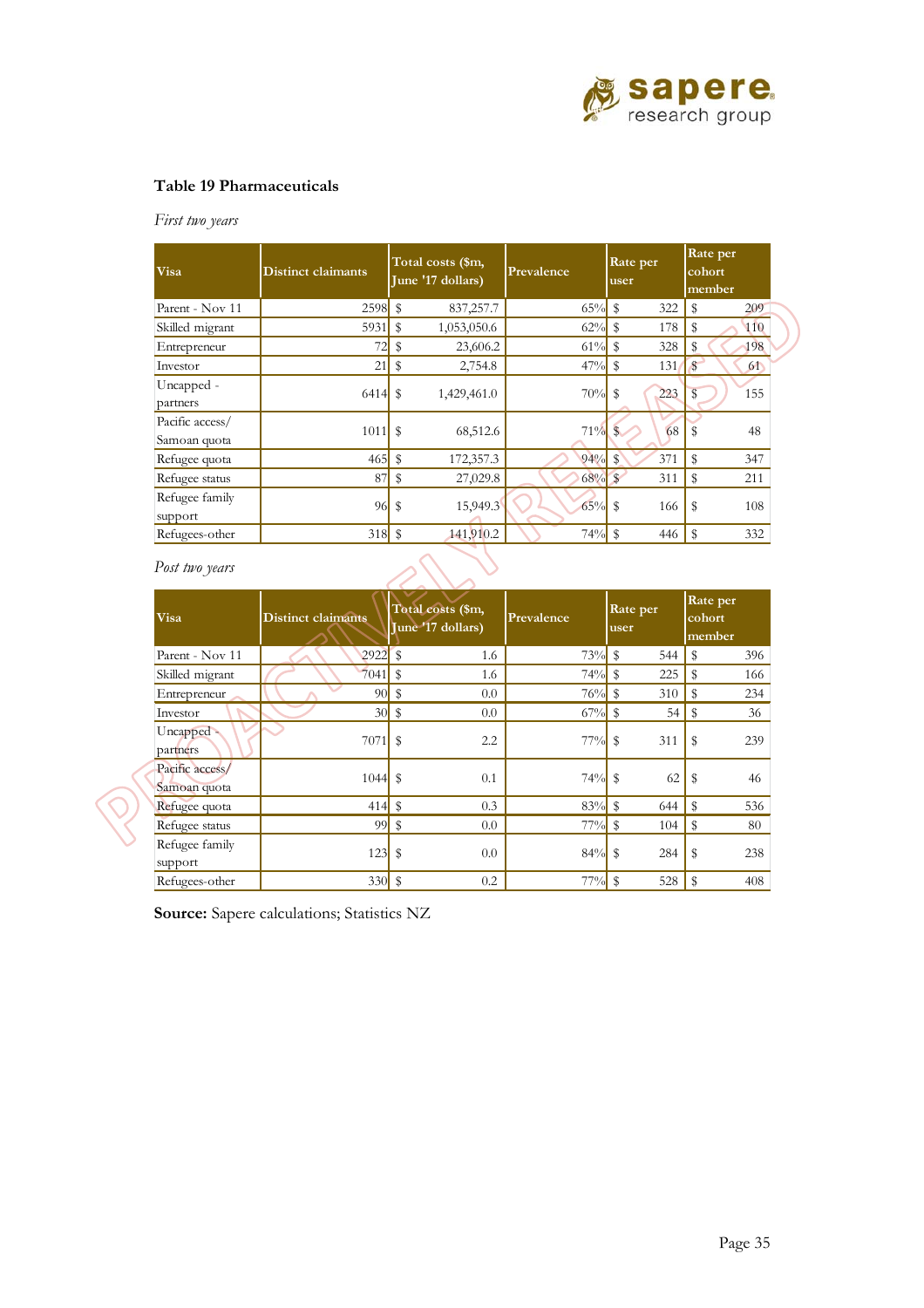**Table 19 Pharmaceuticals**

*First two years*

| Visa | Distinct claimants | Total costs ($m, June '17 dollars) | Prevalence | Rate per user | Rate per cohort member |
|---|---|---|---|---|---|
| Parent - Nov 11 | 2598 | $ 837,257.7 | 65% | $ 322 | $ 209 |
| Skilled migrant | 5931 | $ 1,053,050.6 | 62% | $ 178 | $ 110 |
| Entrepreneur | 72 | $ 23,606.2 | 61% | $ 328 | $ 198 |
| Investor | 21 | $ 2,754.8 | 47% | $ 131 | $ 61 |
| Uncapped - partners | 6414 | $ 1,429,461.0 | 70% | $ 223 | $ 155 |
| Pacific access/ Samoan quota | 1011 | $ 68,512.6 | 71% | $ 68 | $ 48 |
| Refugee quota | 465 | $ 172,357.3 | 94% | $ 371 | $ 347 |
| Refugee status | 87 | $ 27,029.8 | 68% | $ 311 | $ 211 |
| Refugee family support | 96 | $ 15,949.3 | 65% | $ 166 | $ 108 |
| Refugees-other | 318 | $ 141,910.2 | 74% | $ 446 | $ 332 |

*Post two years*

| Visa | Distinct claimants | Total costs ($m, June '17 dollars) | Prevalence | Rate per user | Rate per cohort member |
|---|---|---|---|---|---|
| Parent - Nov 11 | 2922 | $ 1.6 | 73% | $ 544 | $ 396 |
| Skilled migrant | 7041 | $ 1.6 | 74% | $ 225 | $ 166 |
| Entrepreneur | 90 | $ 0.0 | 76% | $ 310 | $ 234 |
| Investor | 30 | $ 0.0 | 67% | $ 54 | $ 36 |
| Uncapped - partners | 7071 | $ 2.2 | 77% | $ 311 | $ 239 |
| Pacific access/ Samoan quota | 1044 | $ 0.1 | 74% | $ 62 | $ 46 |
| Refugee quota | 414 | $ 0.3 | 83% | $ 644 | $ 536 |
| Refugee status | 99 | $ 0.0 | 77% | $ 104 | $ 80 |
| Refugee family support | 123 | $ 0.0 | 84% | $ 284 | $ 238 |
| Refugees-other | 330 | $ 0.2 | 77% | $ 528 | $ 408 |

**Source:** Sapere calculations; Statistics NZ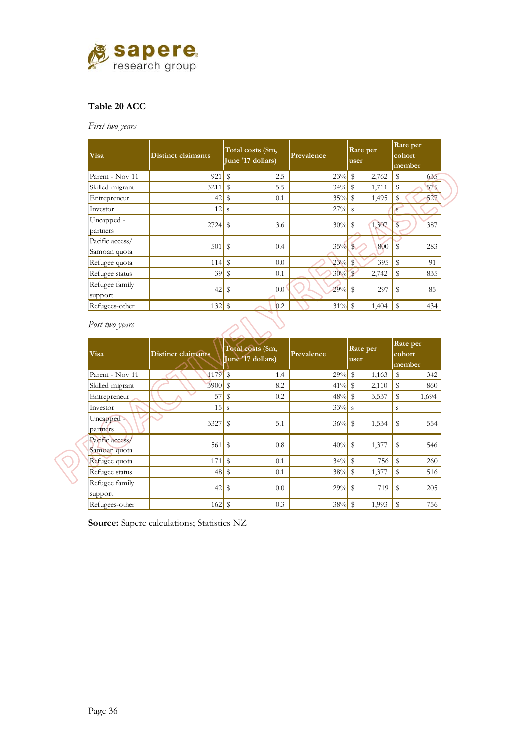**Table 20 ACC**

*First two years*

| Visa | Distinct claimants | Total costs ($m, June '17 dollars) | Prevalence | Rate per user | Rate per cohort member |
|---|---|---|---|---|---|
| Parent - Nov 11 | 921 | $ 2.5 | 23% | $ 2,762 | $ 635 |
| Skilled migrant | 3211 | $ 5.5 | 34% | $ 1,711 | $ 575 |
| Entrepreneur | 42 | $ 0.1 | 35% | $ 1,495 | $ 527 |
| Investor | 12 | s | 27% | s | s |
| Uncapped - partners | 2724 | $ 3.6 | 30% | $ 1,307 | $ 387 |
| Pacific access/ Samoan quota | 501 | $ 0.4 | 35% | $ 800 | $ 283 |
| Refugee quota | 114 | $ 0.0 | 23% | $ 395 | $ 91 |
| Refugee status | 39 | $ 0.1 | 30% | $ 2,742 | $ 835 |
| Refugee family support | 42 | $ 0.0 | 29% | $ 297 | $ 85 |
| Refugees-other | 132 | $ 0.2 | 31% | $ 1,404 | $ 434 |

*Post two years*

| Visa | Distinct claimants | Total costs ($m, June '17 dollars) | Prevalence | Rate per user | Rate per cohort member |
|---|---|---|---|---|---|
| Parent - Nov 11 | 1179 | $ 1.4 | 29% | $ 1,163 | $ 342 |
| Skilled migrant | 3900 | $ 8.2 | 41% | $ 2,110 | $ 860 |
| Entrepreneur | 57 | $ 0.2 | 48% | $ 3,537 | $ 1,694 |
| Investor | 15 | s | 33% | s | s |
| Uncapped - partners | 3327 | $ 5.1 | 36% | $ 1,534 | $ 554 |
| Pacific access/ Samoan quota | 561 | $ 0.8 | 40% | $ 1,377 | $ 546 |
| Refugee quota | 171 | $ 0.1 | 34% | $ 756 | $ 260 |
| Refugee status | 48 | $ 0.1 | 38% | $ 1,377 | $ 516 |
| Refugee family support | 42 | $ 0.0 | 29% | $ 719 | $ 205 |
| Refugees-other | 162 | $ 0.3 | 38% | $ 1,993 | $ 756 |

**Source:** Sapere calculations; Statistics NZ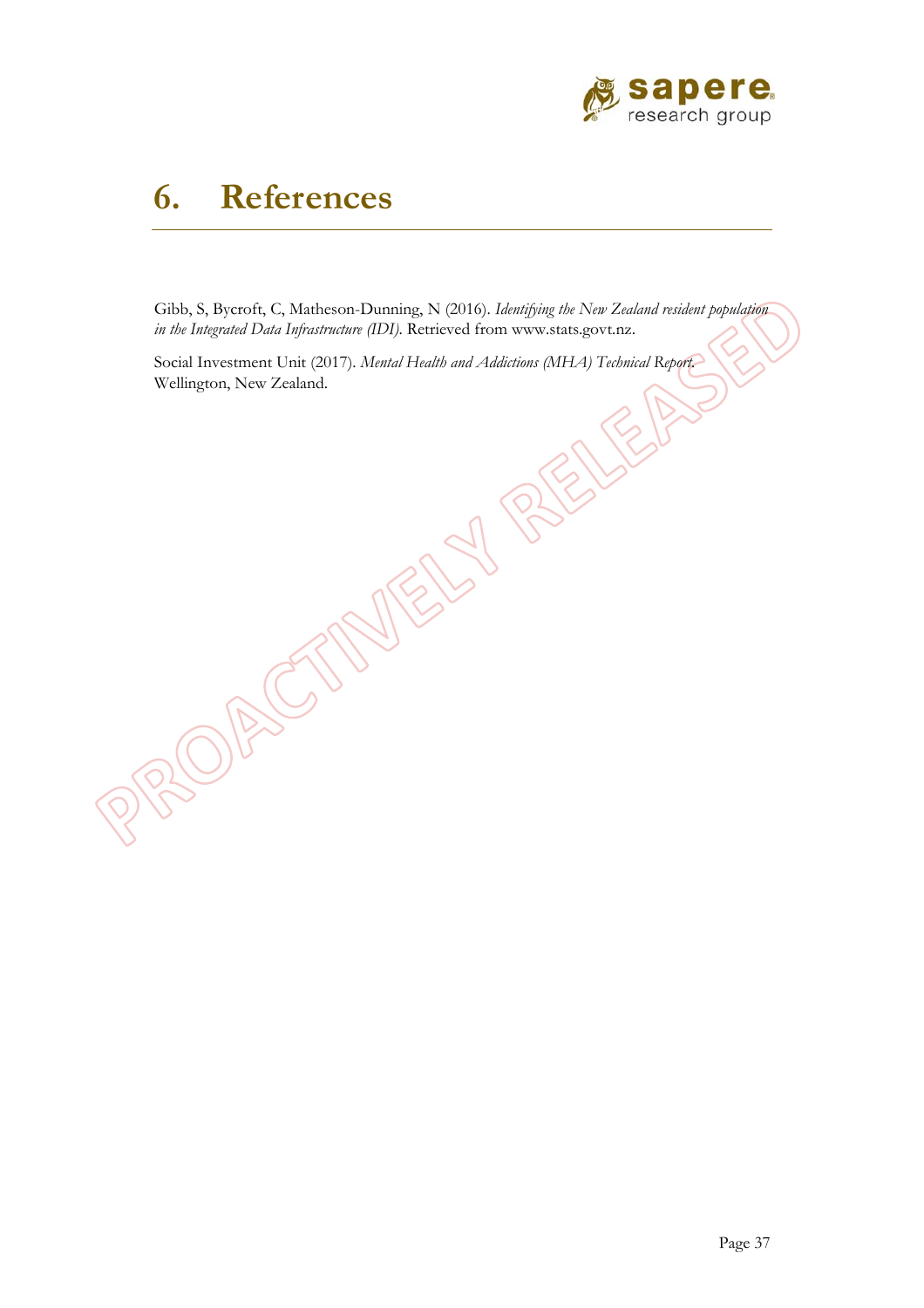# 6. References

Gibb, S, Bycroft, C, Matheson-Dunning, N (2016). *Identifying the New Zealand resident population in the Integrated Data Infrastructure (IDI).* Retrieved from www.stats.govt.nz.

Social Investment Unit (2017). *Mental Health and Addictions (MHA) Technical Report.* Wellington, New Zealand.